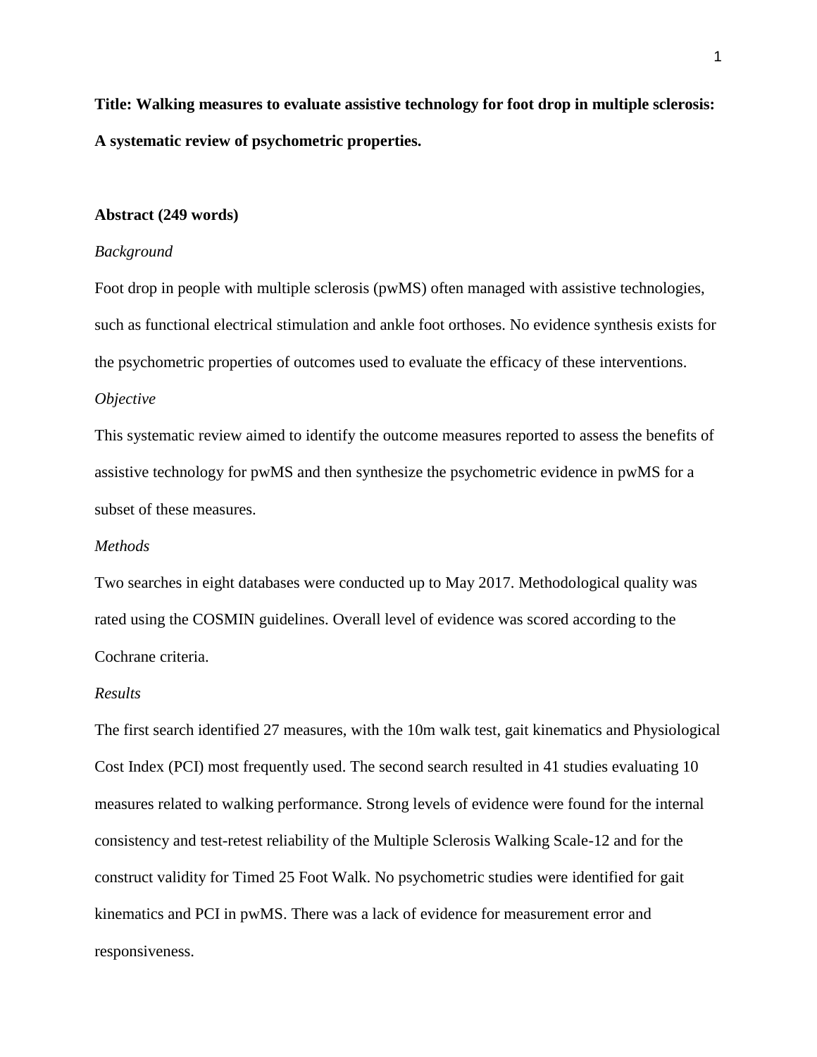**Title: Walking measures to evaluate assistive technology for foot drop in multiple sclerosis: A systematic review of psychometric properties.**

**Abstract (249 words)**

*Background*

Foot drop in people with multiple sclerosis (pwMS) often managed with assistive technologies, such as functional electrical stimulation and ankle foot orthoses. No evidence synthesis exists for the psychometric properties of outcomes used to evaluate the efficacy of these interventions.

*Objective*

This systematic review aimed to identify the outcome measures reported to assess the benefits of assistive technology for pwMS and then synthesize the psychometric evidence in pwMS for a subset of these measures.

*Methods*

Two searches in eight databases were conducted up to May 2017. Methodological quality was rated using the COSMIN guidelines. Overall level of evidence was scored according to the Cochrane criteria.

*Results*

The first search identified 27 measures, with the 10m walk test, gait kinematics and Physiological Cost Index (PCI) most frequently used. The second search resulted in 41 studies evaluating 10 measures related to walking performance. Strong levels of evidence were found for the internal consistency and test-retest reliability of the Multiple Sclerosis Walking Scale-12 and for the construct validity for Timed 25 Foot Walk. No psychometric studies were identified for gait kinematics and PCI in pwMS. There was a lack of evidence for measurement error and responsiveness.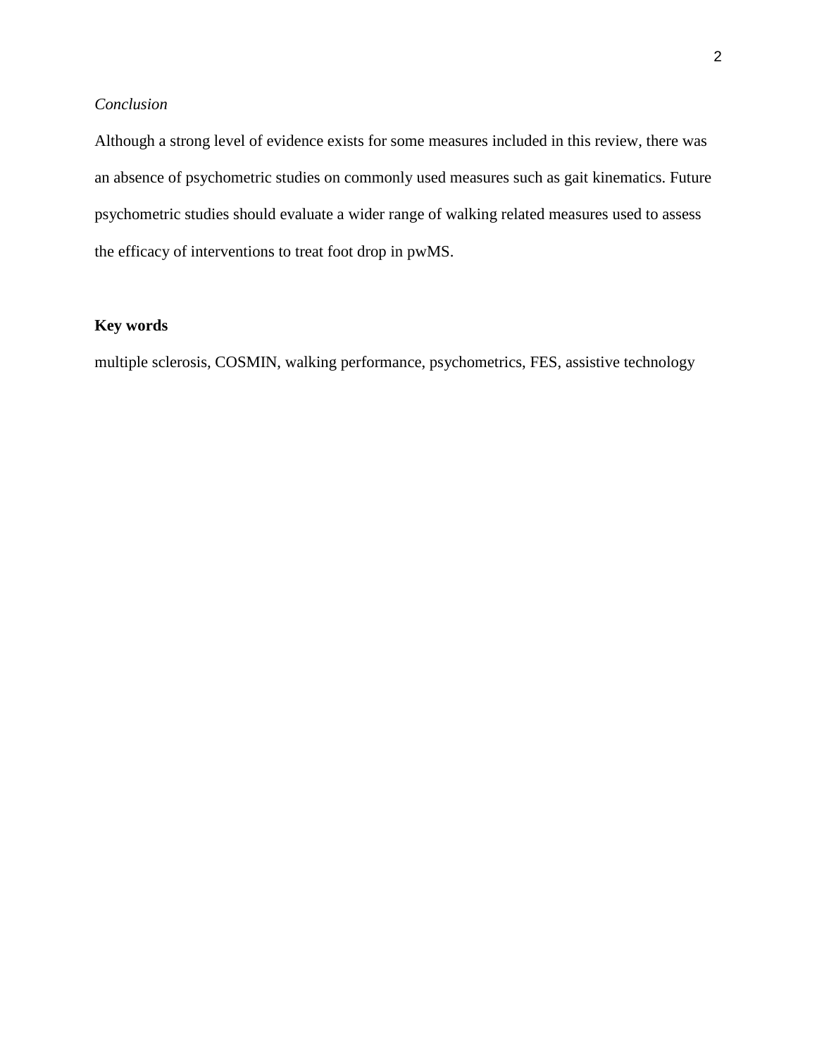*Conclusion*

Although a strong level of evidence exists for some measures included in this review, there was an absence of psychometric studies on commonly used measures such as gait kinematics. Future psychometric studies should evaluate a wider range of walking related measures used to assess the efficacy of interventions to treat foot drop in pwMS.

**Key words**

multiple sclerosis, COSMIN, walking performance, psychometrics, FES, assistive technology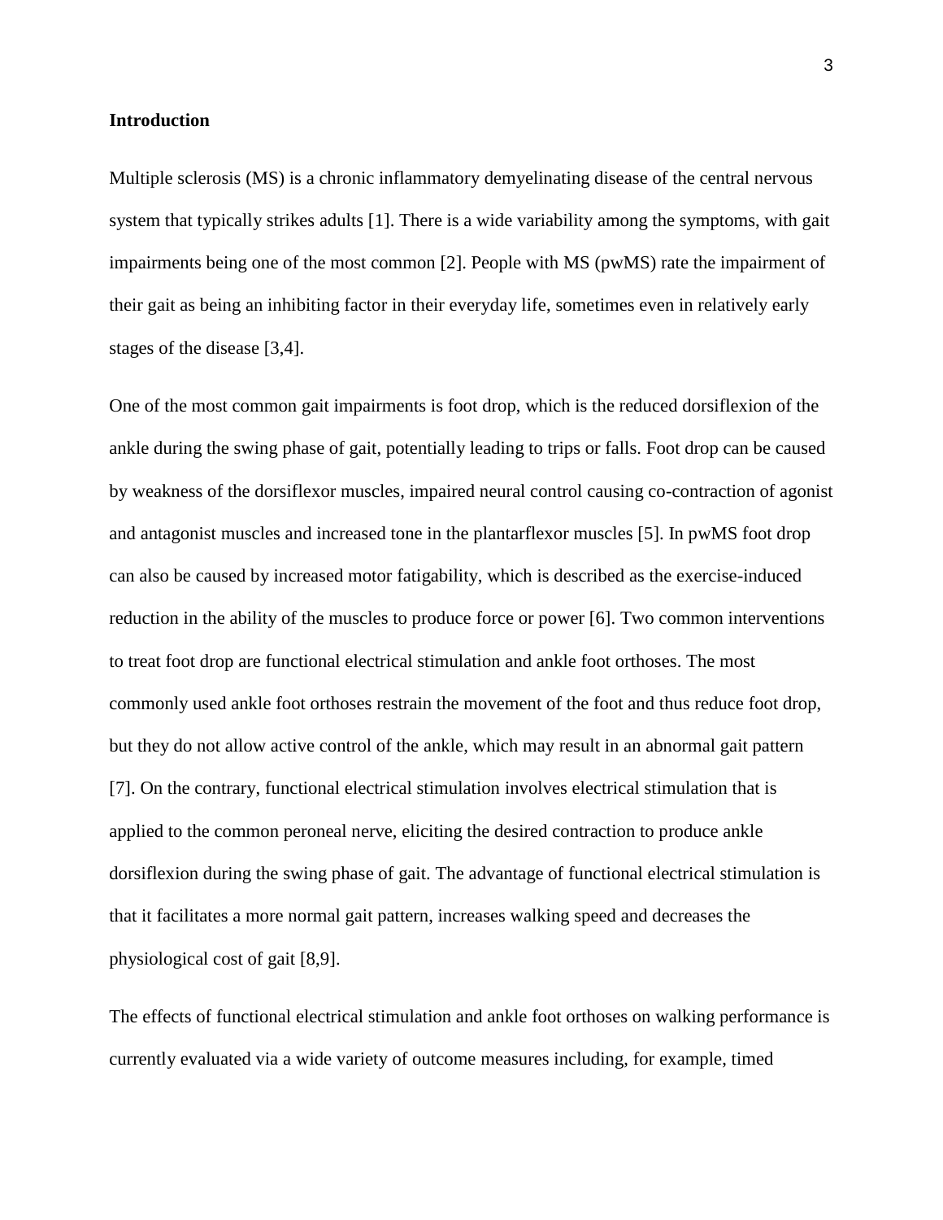**Introduction**

Multiple sclerosis (MS) is a chronic inflammatory demyelinating disease of the central nervous system that typically strikes adults [1]. There is a wide variability among the symptoms, with gait impairments being one of the most common [2]. People with MS (pwMS) rate the impairment of their gait as being an inhibiting factor in their everyday life, sometimes even in relatively early stages of the disease [3,4].

One of the most common gait impairments is foot drop, which is the reduced dorsiflexion of the ankle during the swing phase of gait, potentially leading to trips or falls. Foot drop can be caused by weakness of the dorsiflexor muscles, impaired neural control causing co-contraction of agonist and antagonist muscles and increased tone in the plantarflexor muscles [5]. In pwMS foot drop can also be caused by increased motor fatigability, which is described as the exercise-induced reduction in the ability of the muscles to produce force or power [6]. Two common interventions to treat foot drop are functional electrical stimulation and ankle foot orthoses. The most commonly used ankle foot orthoses restrain the movement of the foot and thus reduce foot drop, but they do not allow active control of the ankle, which may result in an abnormal gait pattern [7]. On the contrary, functional electrical stimulation involves electrical stimulation that is applied to the common peroneal nerve, eliciting the desired contraction to produce ankle dorsiflexion during the swing phase of gait. The advantage of functional electrical stimulation is that it facilitates a more normal gait pattern, increases walking speed and decreases the physiological cost of gait [8,9].

The effects of functional electrical stimulation and ankle foot orthoses on walking performance is currently evaluated via a wide variety of outcome measures including, for example, timed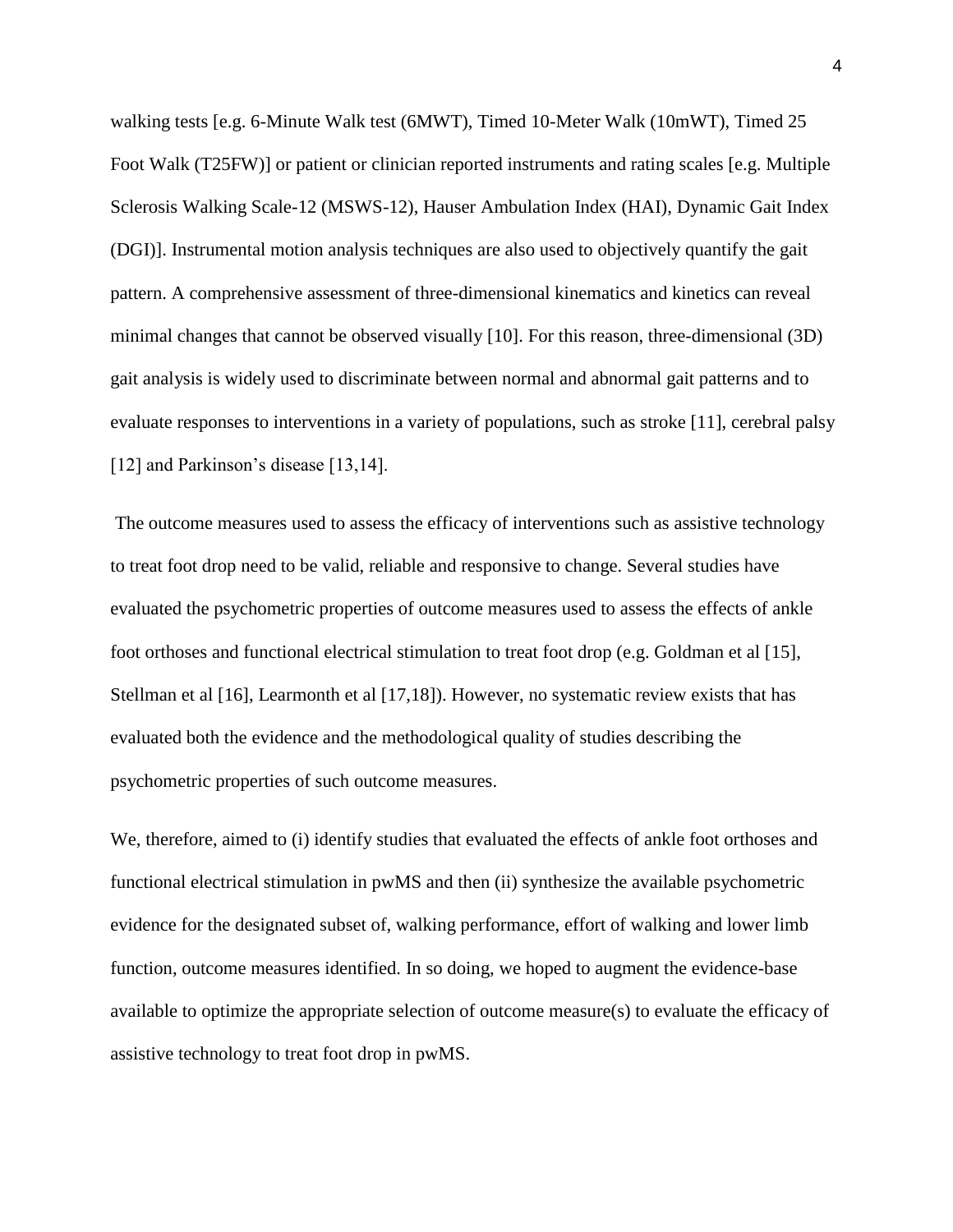walking tests [e.g. 6-Minute Walk test (6MWT), Timed 10-Meter Walk (10mWT), Timed 25 Foot Walk (T25FW)] or patient or clinician reported instruments and rating scales [e.g. Multiple Sclerosis Walking Scale-12 (MSWS-12), Hauser Ambulation Index (HAI), Dynamic Gait Index (DGI)]. Instrumental motion analysis techniques are also used to objectively quantify the gait pattern. A comprehensive assessment of three-dimensional kinematics and kinetics can reveal minimal changes that cannot be observed visually [10]. For this reason, three-dimensional (3D) gait analysis is widely used to discriminate between normal and abnormal gait patterns and to evaluate responses to interventions in a variety of populations, such as stroke [11], cerebral palsy [12] and Parkinson's disease [13,14].

The outcome measures used to assess the efficacy of interventions such as assistive technology to treat foot drop need to be valid, reliable and responsive to change. Several studies have evaluated the psychometric properties of outcome measures used to assess the effects of ankle foot orthoses and functional electrical stimulation to treat foot drop (e.g. Goldman et al [15], Stellman et al [16], Learmonth et al [17,18]). However, no systematic review exists that has evaluated both the evidence and the methodological quality of studies describing the psychometric properties of such outcome measures.

We, therefore, aimed to (i) identify studies that evaluated the effects of ankle foot orthoses and functional electrical stimulation in pwMS and then (ii) synthesize the available psychometric evidence for the designated subset of, walking performance, effort of walking and lower limb function, outcome measures identified. In so doing, we hoped to augment the evidence-base available to optimize the appropriate selection of outcome measure(s) to evaluate the efficacy of assistive technology to treat foot drop in pwMS.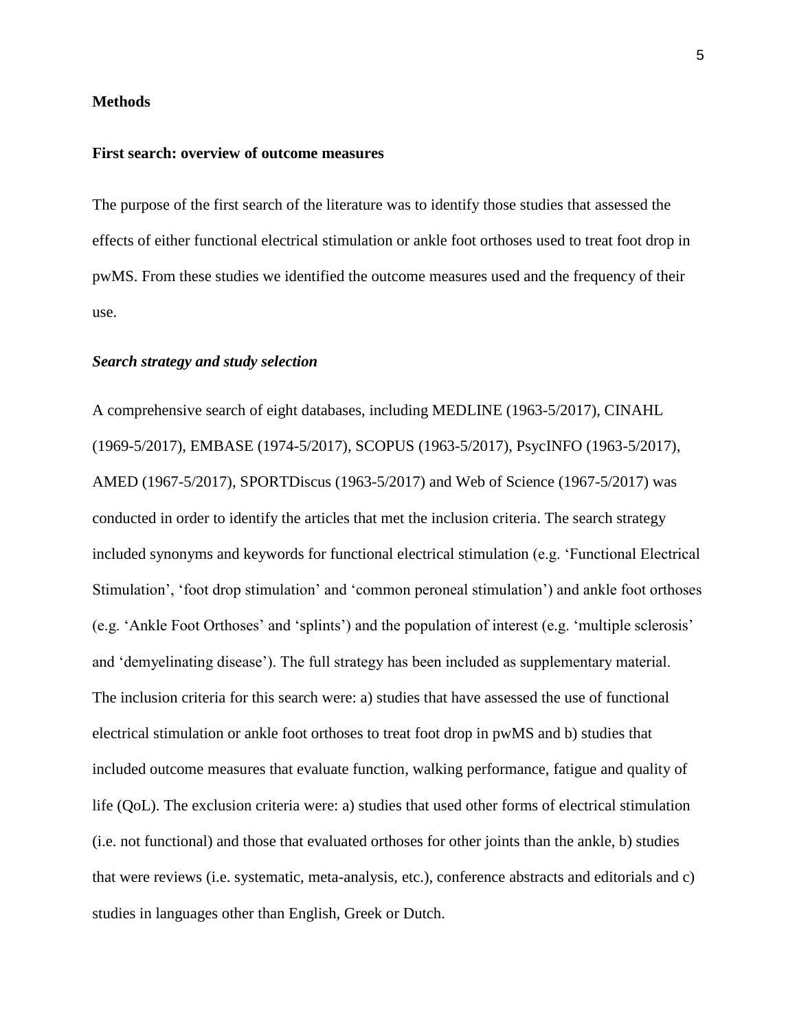## Methods

### First search: overview of outcome measures

The purpose of the first search of the literature was to identify those studies that assessed the effects of either functional electrical stimulation or ankle foot orthoses used to treat foot drop in pwMS. From these studies we identified the outcome measures used and the frequency of their use.

#### *Search strategy and study selection*

A comprehensive search of eight databases, including MEDLINE (1963-5/2017), CINAHL (1969-5/2017), EMBASE (1974-5/2017), SCOPUS (1963-5/2017), PsycINFO (1963-5/2017), AMED (1967-5/2017), SPORTDiscus (1963-5/2017) and Web of Science (1967-5/2017) was conducted in order to identify the articles that met the inclusion criteria. The search strategy included synonyms and keywords for functional electrical stimulation (e.g. 'Functional Electrical Stimulation', 'foot drop stimulation' and 'common peroneal stimulation') and ankle foot orthoses (e.g. 'Ankle Foot Orthoses' and 'splints') and the population of interest (e.g. 'multiple sclerosis' and 'demyelinating disease'). The full strategy has been included as supplementary material. The inclusion criteria for this search were: a) studies that have assessed the use of functional electrical stimulation or ankle foot orthoses to treat foot drop in pwMS and b) studies that included outcome measures that evaluate function, walking performance, fatigue and quality of life (QoL). The exclusion criteria were: a) studies that used other forms of electrical stimulation (i.e. not functional) and those that evaluated orthoses for other joints than the ankle, b) studies that were reviews (i.e. systematic, meta-analysis, etc.), conference abstracts and editorials and c) studies in languages other than English, Greek or Dutch.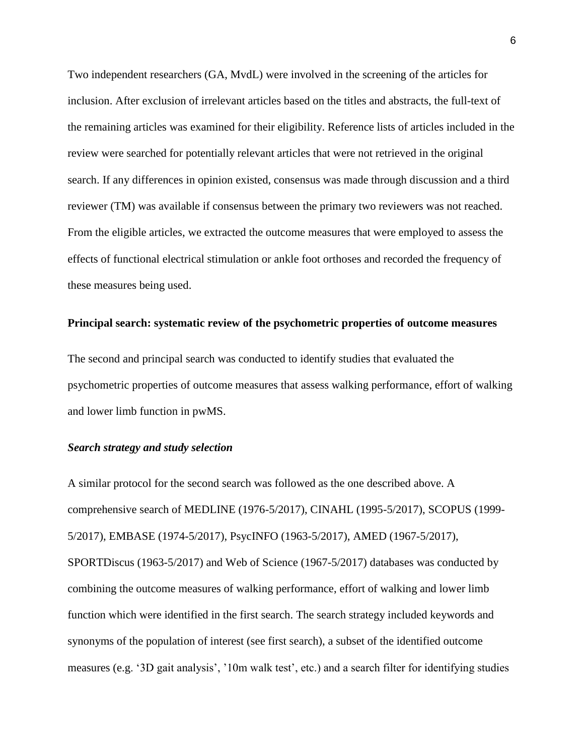Two independent researchers (GA, MvdL) were involved in the screening of the articles for inclusion. After exclusion of irrelevant articles based on the titles and abstracts, the full-text of the remaining articles was examined for their eligibility. Reference lists of articles included in the review were searched for potentially relevant articles that were not retrieved in the original search. If any differences in opinion existed, consensus was made through discussion and a third reviewer (TM) was available if consensus between the primary two reviewers was not reached. From the eligible articles, we extracted the outcome measures that were employed to assess the effects of functional electrical stimulation or ankle foot orthoses and recorded the frequency of these measures being used.

**Principal search: systematic review of the psychometric properties of outcome measures**

The second and principal search was conducted to identify studies that evaluated the psychometric properties of outcome measures that assess walking performance, effort of walking and lower limb function in pwMS.

***Search strategy and study selection***

A similar protocol for the second search was followed as the one described above. A comprehensive search of MEDLINE (1976-5/2017), CINAHL (1995-5/2017), SCOPUS (1999-5/2017), EMBASE (1974-5/2017), PsycINFO (1963-5/2017), AMED (1967-5/2017), SPORTDiscus (1963-5/2017) and Web of Science (1967-5/2017) databases was conducted by combining the outcome measures of walking performance, effort of walking and lower limb function which were identified in the first search. The search strategy included keywords and synonyms of the population of interest (see first search), a subset of the identified outcome measures (e.g. '3D gait analysis', '10m walk test', etc.) and a search filter for identifying studies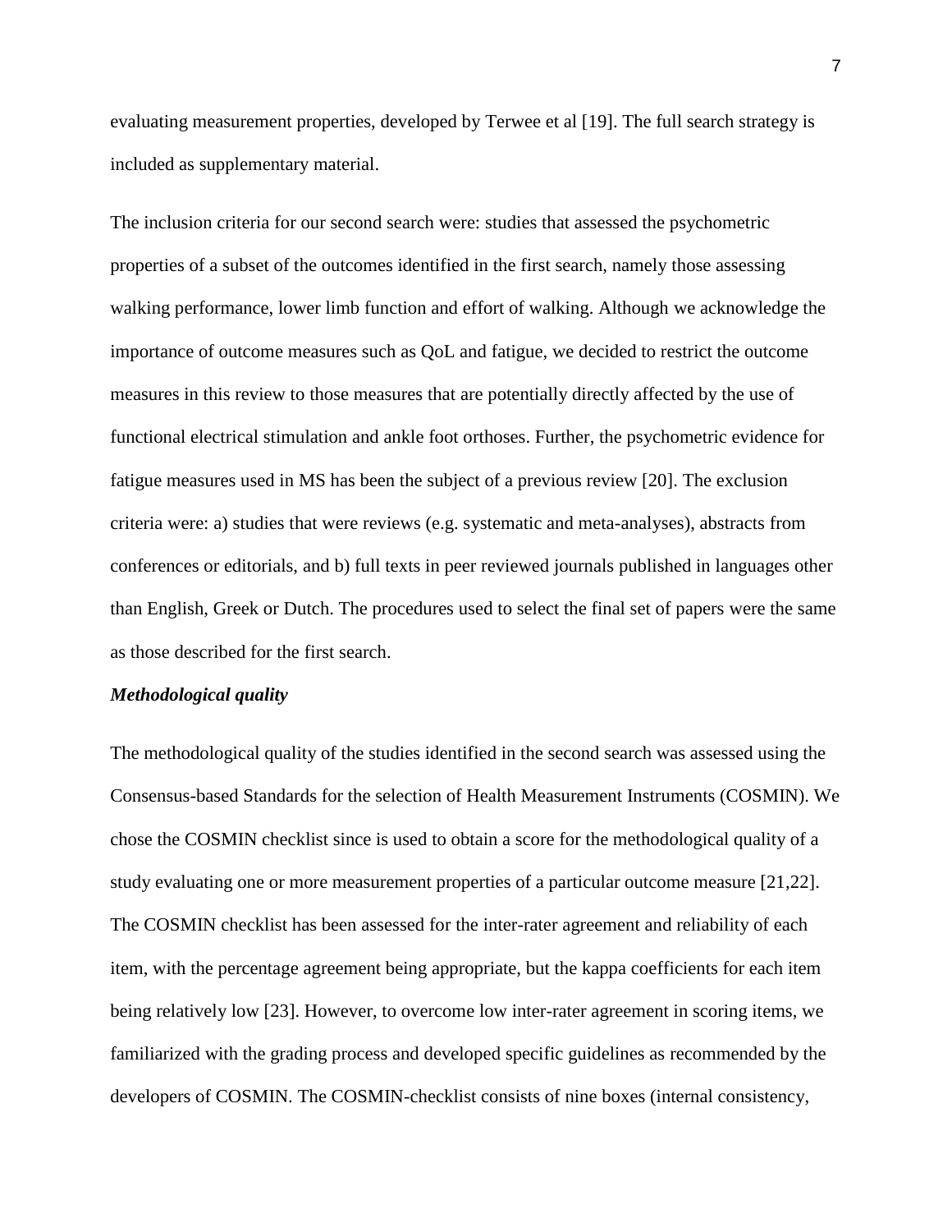evaluating measurement properties, developed by Terwee et al [19]. The full search strategy is included as supplementary material.

The inclusion criteria for our second search were: studies that assessed the psychometric properties of a subset of the outcomes identified in the first search, namely those assessing walking performance, lower limb function and effort of walking. Although we acknowledge the importance of outcome measures such as QoL and fatigue, we decided to restrict the outcome measures in this review to those measures that are potentially directly affected by the use of functional electrical stimulation and ankle foot orthoses. Further, the psychometric evidence for fatigue measures used in MS has been the subject of a previous review [20]. The exclusion criteria were: a) studies that were reviews (e.g. systematic and meta-analyses), abstracts from conferences or editorials, and b) full texts in peer reviewed journals published in languages other than English, Greek or Dutch. The procedures used to select the final set of papers were the same as those described for the first search.

***Methodological quality***

The methodological quality of the studies identified in the second search was assessed using the Consensus-based Standards for the selection of Health Measurement Instruments (COSMIN). We chose the COSMIN checklist since is used to obtain a score for the methodological quality of a study evaluating one or more measurement properties of a particular outcome measure [21,22]. The COSMIN checklist has been assessed for the inter-rater agreement and reliability of each item, with the percentage agreement being appropriate, but the kappa coefficients for each item being relatively low [23]. However, to overcome low inter-rater agreement in scoring items, we familiarized with the grading process and developed specific guidelines as recommended by the developers of COSMIN. The COSMIN-checklist consists of nine boxes (internal consistency,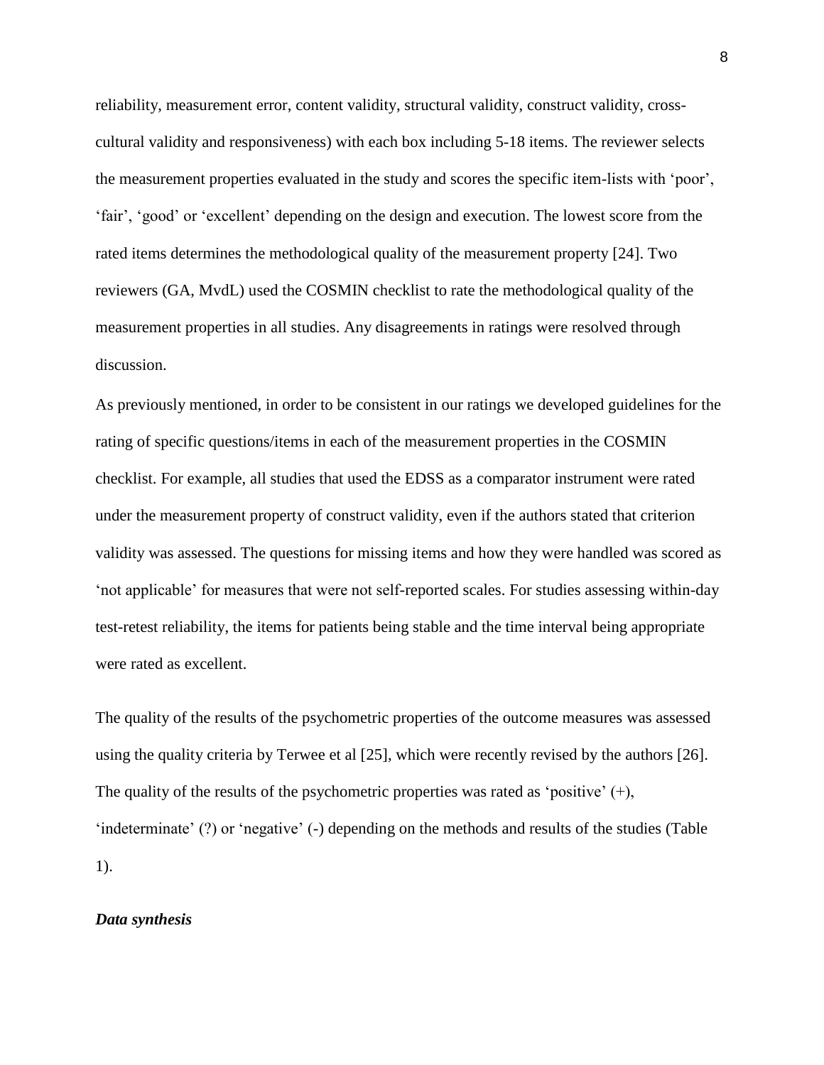reliability, measurement error, content validity, structural validity, construct validity, cross-cultural validity and responsiveness) with each box including 5-18 items. The reviewer selects the measurement properties evaluated in the study and scores the specific item-lists with 'poor', 'fair', 'good' or 'excellent' depending on the design and execution. The lowest score from the rated items determines the methodological quality of the measurement property [24]. Two reviewers (GA, MvdL) used the COSMIN checklist to rate the methodological quality of the measurement properties in all studies. Any disagreements in ratings were resolved through discussion.

As previously mentioned, in order to be consistent in our ratings we developed guidelines for the rating of specific questions/items in each of the measurement properties in the COSMIN checklist. For example, all studies that used the EDSS as a comparator instrument were rated under the measurement property of construct validity, even if the authors stated that criterion validity was assessed. The questions for missing items and how they were handled was scored as 'not applicable' for measures that were not self-reported scales. For studies assessing within-day test-retest reliability, the items for patients being stable and the time interval being appropriate were rated as excellent.

The quality of the results of the psychometric properties of the outcome measures was assessed using the quality criteria by Terwee et al [25], which were recently revised by the authors [26]. The quality of the results of the psychometric properties was rated as 'positive' (+), 'indeterminate' (?) or 'negative' (-) depending on the methods and results of the studies (Table 1).

### *Data synthesis*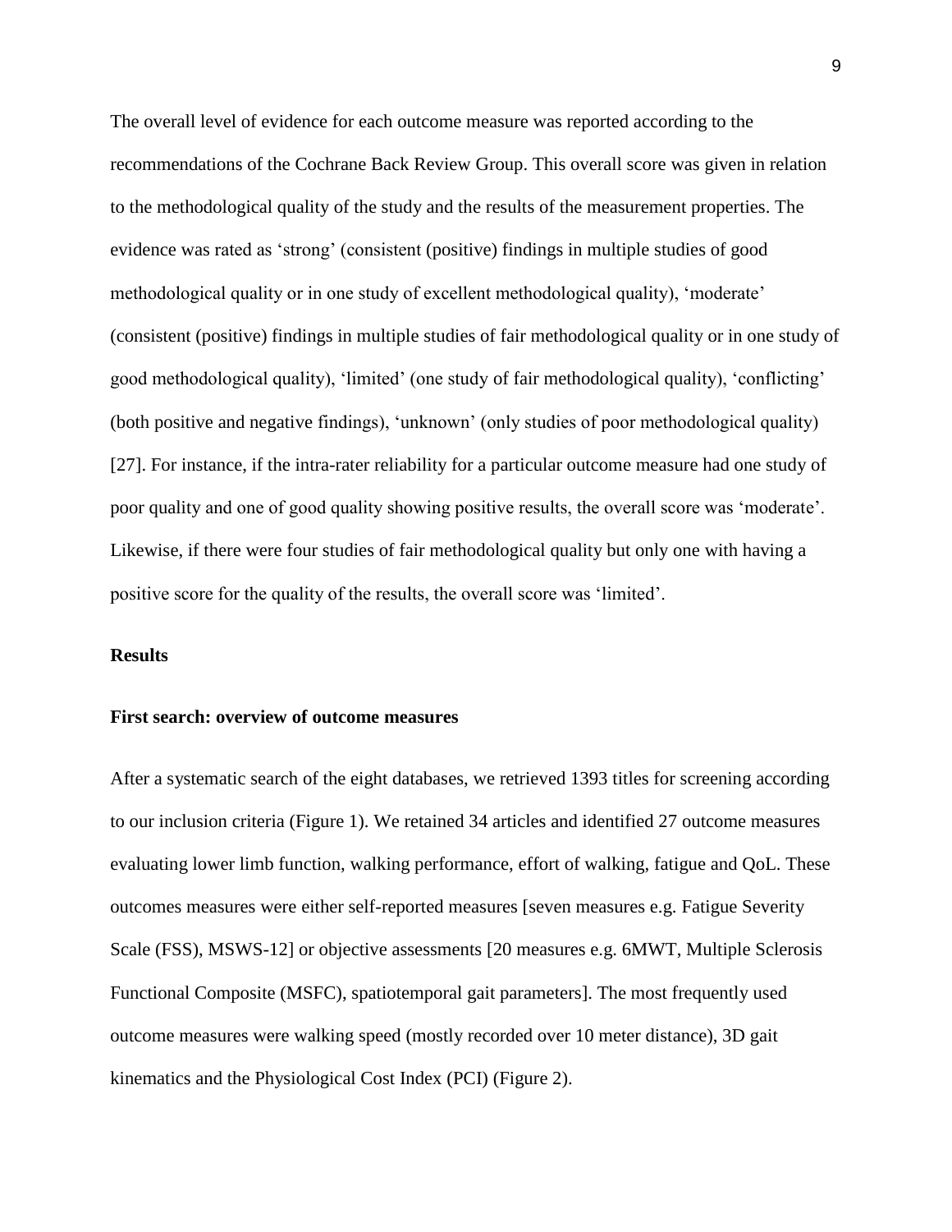The overall level of evidence for each outcome measure was reported according to the recommendations of the Cochrane Back Review Group. This overall score was given in relation to the methodological quality of the study and the results of the measurement properties. The evidence was rated as 'strong' (consistent (positive) findings in multiple studies of good methodological quality or in one study of excellent methodological quality), 'moderate' (consistent (positive) findings in multiple studies of fair methodological quality or in one study of good methodological quality), 'limited' (one study of fair methodological quality), 'conflicting' (both positive and negative findings), 'unknown' (only studies of poor methodological quality) [27]. For instance, if the intra-rater reliability for a particular outcome measure had one study of poor quality and one of good quality showing positive results, the overall score was 'moderate'. Likewise, if there were four studies of fair methodological quality but only one with having a positive score for the quality of the results, the overall score was 'limited'.

## Results

### First search: overview of outcome measures

After a systematic search of the eight databases, we retrieved 1393 titles for screening according to our inclusion criteria (Figure 1). We retained 34 articles and identified 27 outcome measures evaluating lower limb function, walking performance, effort of walking, fatigue and QoL. These outcomes measures were either self-reported measures [seven measures e.g. Fatigue Severity Scale (FSS), MSWS-12] or objective assessments [20 measures e.g. 6MWT, Multiple Sclerosis Functional Composite (MSFC), spatiotemporal gait parameters]. The most frequently used outcome measures were walking speed (mostly recorded over 10 meter distance), 3D gait kinematics and the Physiological Cost Index (PCI) (Figure 2).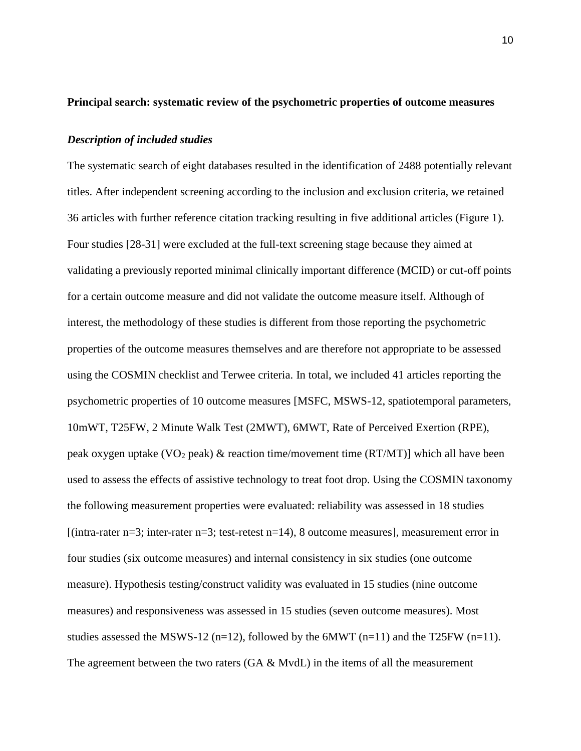**Principal search: systematic review of the psychometric properties of outcome measures**

***Description of included studies***

The systematic search of eight databases resulted in the identification of 2488 potentially relevant titles. After independent screening according to the inclusion and exclusion criteria, we retained 36 articles with further reference citation tracking resulting in five additional articles (Figure 1). Four studies [28-31] were excluded at the full-text screening stage because they aimed at validating a previously reported minimal clinically important difference (MCID) or cut-off points for a certain outcome measure and did not validate the outcome measure itself. Although of interest, the methodology of these studies is different from those reporting the psychometric properties of the outcome measures themselves and are therefore not appropriate to be assessed using the COSMIN checklist and Terwee criteria. In total, we included 41 articles reporting the psychometric properties of 10 outcome measures [MSFC, MSWS-12, spatiotemporal parameters, 10mWT, T25FW, 2 Minute Walk Test (2MWT), 6MWT, Rate of Perceived Exertion (RPE), peak oxygen uptake ($VO_2$ peak) & reaction time/movement time (RT/MT)] which all have been used to assess the effects of assistive technology to treat foot drop. Using the COSMIN taxonomy the following measurement properties were evaluated: reliability was assessed in 18 studies [(intra-rater n=3; inter-rater n=3; test-retest n=14), 8 outcome measures], measurement error in four studies (six outcome measures) and internal consistency in six studies (one outcome measure). Hypothesis testing/construct validity was evaluated in 15 studies (nine outcome measures) and responsiveness was assessed in 15 studies (seven outcome measures). Most studies assessed the MSWS-12 (n=12), followed by the 6MWT (n=11) and the T25FW (n=11). The agreement between the two raters (GA & MvdL) in the items of all the measurement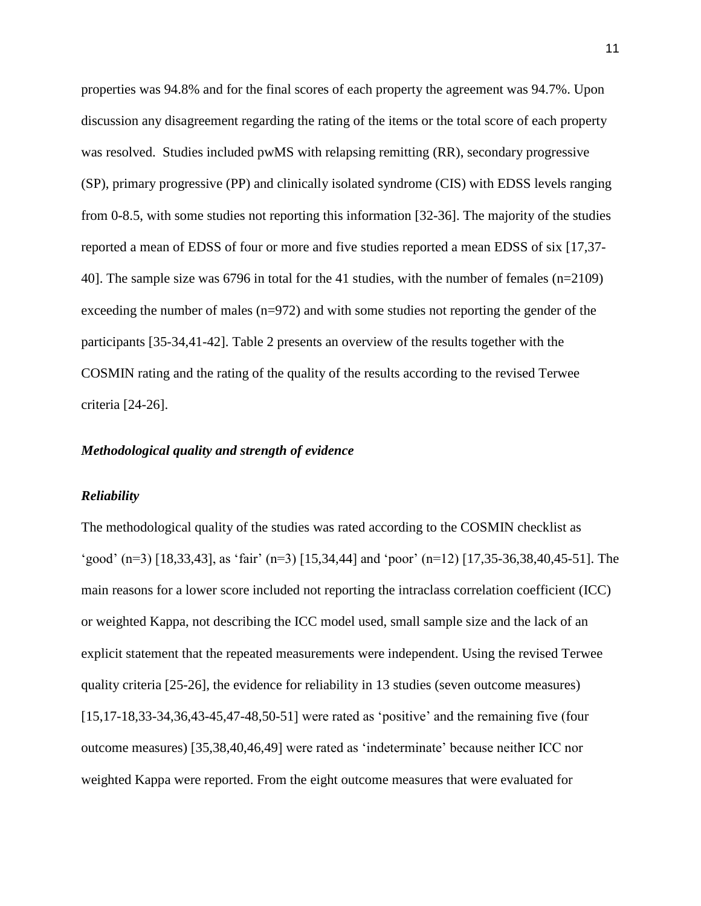properties was 94.8% and for the final scores of each property the agreement was 94.7%. Upon discussion any disagreement regarding the rating of the items or the total score of each property was resolved. Studies included pwMS with relapsing remitting (RR), secondary progressive (SP), primary progressive (PP) and clinically isolated syndrome (CIS) with EDSS levels ranging from 0-8.5, with some studies not reporting this information [32-36]. The majority of the studies reported a mean of EDSS of four or more and five studies reported a mean EDSS of six [17,37-40]. The sample size was 6796 in total for the 41 studies, with the number of females (n=2109) exceeding the number of males (n=972) and with some studies not reporting the gender of the participants [35-34,41-42]. Table 2 presents an overview of the results together with the COSMIN rating and the rating of the quality of the results according to the revised Terwee criteria [24-26].

### *Methodological quality and strength of evidence*

### *Reliability*

The methodological quality of the studies was rated according to the COSMIN checklist as 'good' (n=3) [18,33,43], as 'fair' (n=3) [15,34,44] and 'poor' (n=12) [17,35-36,38,40,45-51]. The main reasons for a lower score included not reporting the intraclass correlation coefficient (ICC) or weighted Kappa, not describing the ICC model used, small sample size and the lack of an explicit statement that the repeated measurements were independent. Using the revised Terwee quality criteria [25-26], the evidence for reliability in 13 studies (seven outcome measures) [15,17-18,33-34,36,43-45,47-48,50-51] were rated as 'positive' and the remaining five (four outcome measures) [35,38,40,46,49] were rated as 'indeterminate' because neither ICC nor weighted Kappa were reported. From the eight outcome measures that were evaluated for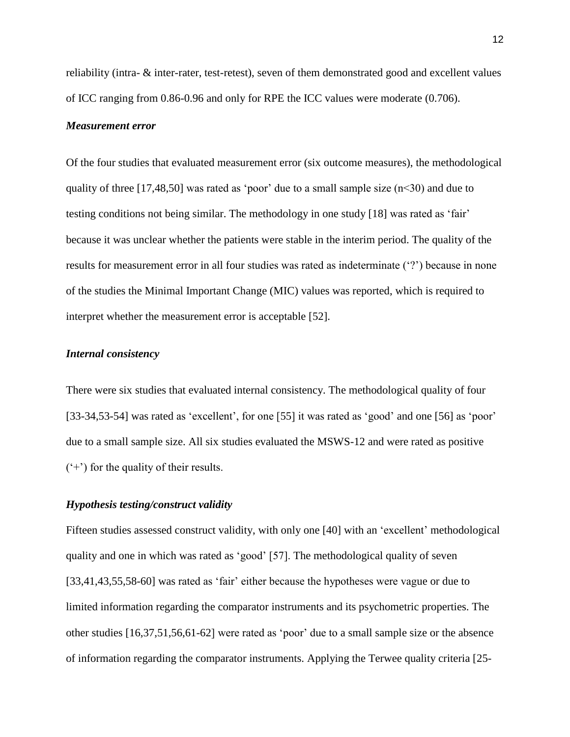reliability (intra- & inter-rater, test-retest), seven of them demonstrated good and excellent values of ICC ranging from 0.86-0.96 and only for RPE the ICC values were moderate (0.706).

### *Measurement error*

Of the four studies that evaluated measurement error (six outcome measures), the methodological quality of three [17,48,50] was rated as 'poor' due to a small sample size (n<30) and due to testing conditions not being similar. The methodology in one study [18] was rated as 'fair' because it was unclear whether the patients were stable in the interim period. The quality of the results for measurement error in all four studies was rated as indeterminate ('?') because in none of the studies the Minimal Important Change (MIC) values was reported, which is required to interpret whether the measurement error is acceptable [52].

### *Internal consistency*

There were six studies that evaluated internal consistency. The methodological quality of four [33-34,53-54] was rated as 'excellent', for one [55] it was rated as 'good' and one [56] as 'poor' due to a small sample size. All six studies evaluated the MSWS-12 and were rated as positive ('+') for the quality of their results.

### *Hypothesis testing/construct validity*

Fifteen studies assessed construct validity, with only one [40] with an 'excellent' methodological quality and one in which was rated as 'good' [57]. The methodological quality of seven [33,41,43,55,58-60] was rated as 'fair' either because the hypotheses were vague or due to limited information regarding the comparator instruments and its psychometric properties. The other studies [16,37,51,56,61-62] were rated as 'poor' due to a small sample size or the absence of information regarding the comparator instruments. Applying the Terwee quality criteria [25-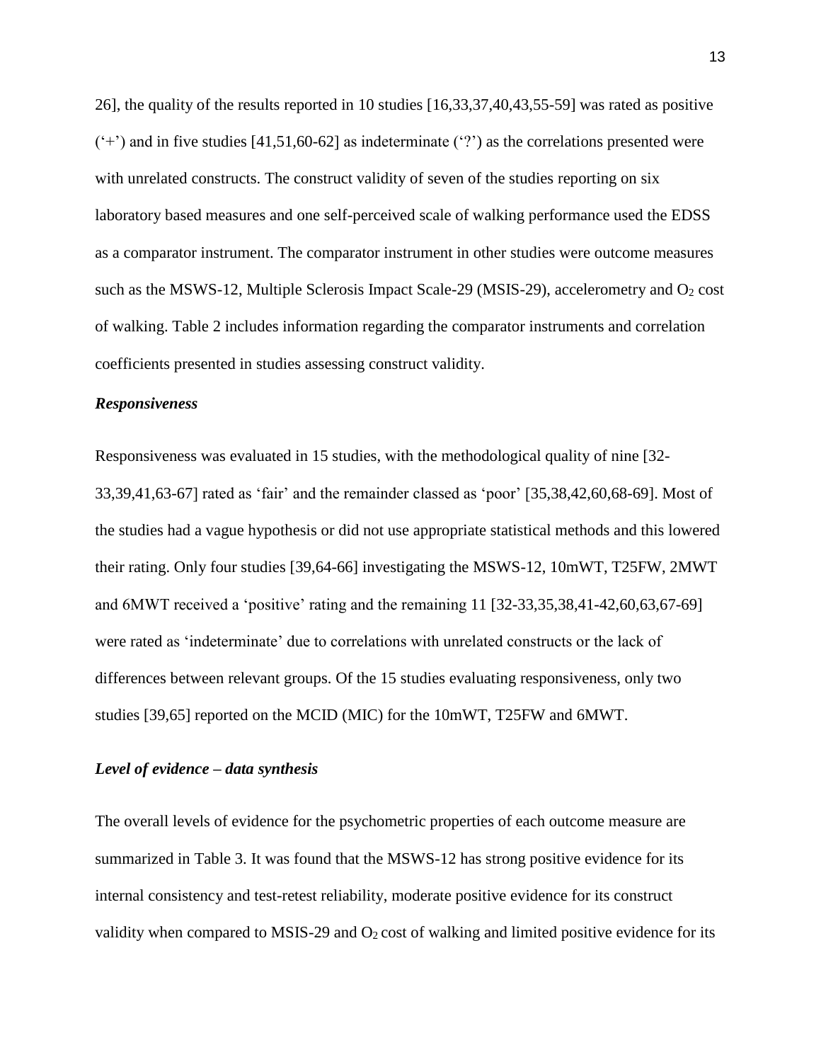26], the quality of the results reported in 10 studies [16,33,37,40,43,55-59] was rated as positive ('+') and in five studies [41,51,60-62] as indeterminate ('?') as the correlations presented were with unrelated constructs. The construct validity of seven of the studies reporting on six laboratory based measures and one self-perceived scale of walking performance used the EDSS as a comparator instrument. The comparator instrument in other studies were outcome measures such as the MSWS-12, Multiple Sclerosis Impact Scale-29 (MSIS-29), accelerometry and $O_2$ cost of walking. Table 2 includes information regarding the comparator instruments and correlation coefficients presented in studies assessing construct validity.

### *Responsiveness*

Responsiveness was evaluated in 15 studies, with the methodological quality of nine [32-33,39,41,63-67] rated as 'fair' and the remainder classed as 'poor' [35,38,42,60,68-69]. Most of the studies had a vague hypothesis or did not use appropriate statistical methods and this lowered their rating. Only four studies [39,64-66] investigating the MSWS-12, 10mWT, T25FW, 2MWT and 6MWT received a 'positive' rating and the remaining 11 [32-33,35,38,41-42,60,63,67-69] were rated as 'indeterminate' due to correlations with unrelated constructs or the lack of differences between relevant groups. Of the 15 studies evaluating responsiveness, only two studies [39,65] reported on the MCID (MIC) for the 10mWT, T25FW and 6MWT.

### *Level of evidence – data synthesis*

The overall levels of evidence for the psychometric properties of each outcome measure are summarized in Table 3. It was found that the MSWS-12 has strong positive evidence for its internal consistency and test-retest reliability, moderate positive evidence for its construct validity when compared to MSIS-29 and $O_2$ cost of walking and limited positive evidence for its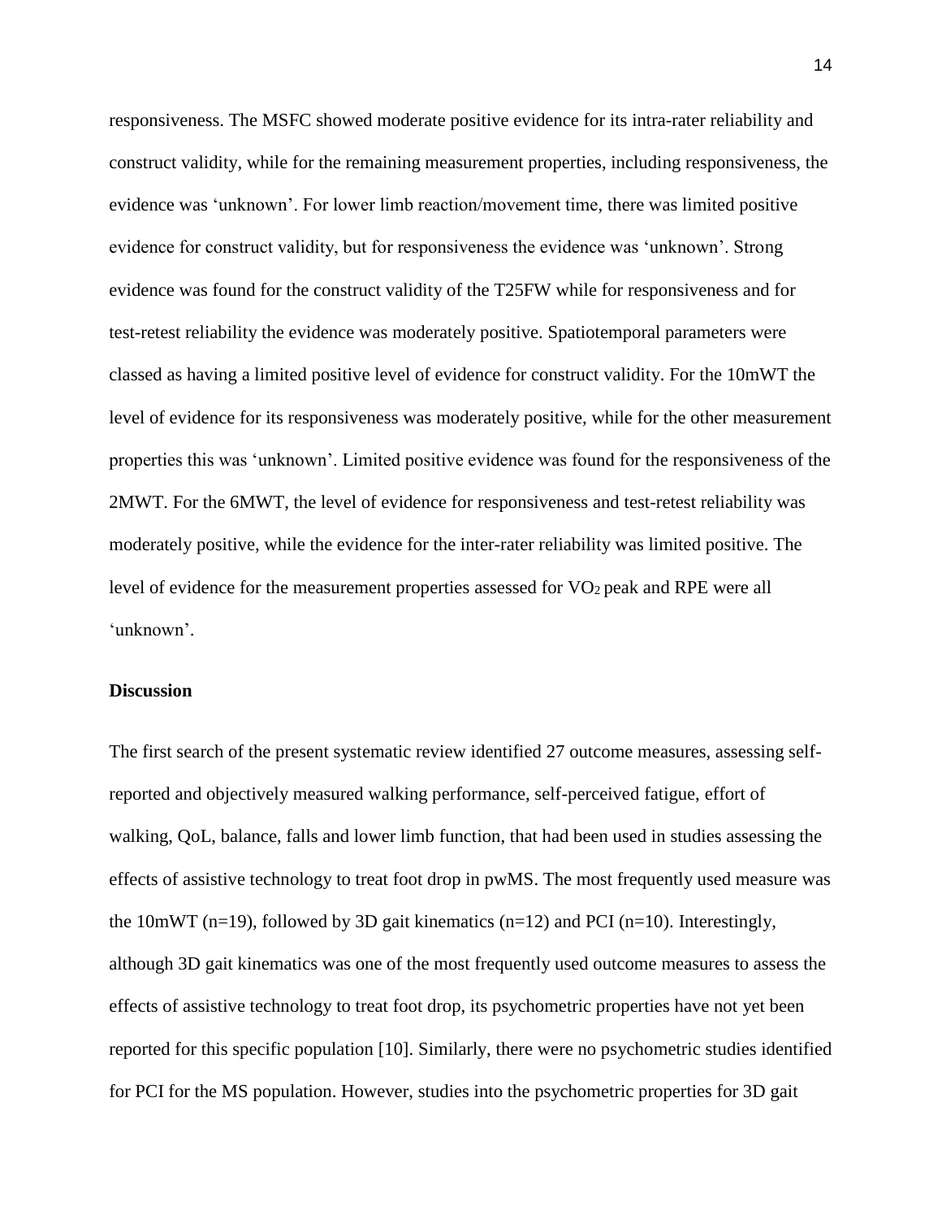responsiveness. The MSFC showed moderate positive evidence for its intra-rater reliability and construct validity, while for the remaining measurement properties, including responsiveness, the evidence was 'unknown'. For lower limb reaction/movement time, there was limited positive evidence for construct validity, but for responsiveness the evidence was 'unknown'. Strong evidence was found for the construct validity of the T25FW while for responsiveness and for test-retest reliability the evidence was moderately positive. Spatiotemporal parameters were classed as having a limited positive level of evidence for construct validity. For the 10mWT the level of evidence for its responsiveness was moderately positive, while for the other measurement properties this was 'unknown'. Limited positive evidence was found for the responsiveness of the 2MWT. For the 6MWT, the level of evidence for responsiveness and test-retest reliability was moderately positive, while the evidence for the inter-rater reliability was limited positive. The level of evidence for the measurement properties assessed for $VO_2$ peak and RPE were all 'unknown'.

**Discussion**

The first search of the present systematic review identified 27 outcome measures, assessing self-reported and objectively measured walking performance, self-perceived fatigue, effort of walking, QoL, balance, falls and lower limb function, that had been used in studies assessing the effects of assistive technology to treat foot drop in pwMS. The most frequently used measure was the 10mWT (n=19), followed by 3D gait kinematics (n=12) and PCI (n=10). Interestingly, although 3D gait kinematics was one of the most frequently used outcome measures to assess the effects of assistive technology to treat foot drop, its psychometric properties have not yet been reported for this specific population [10]. Similarly, there were no psychometric studies identified for PCI for the MS population. However, studies into the psychometric properties for 3D gait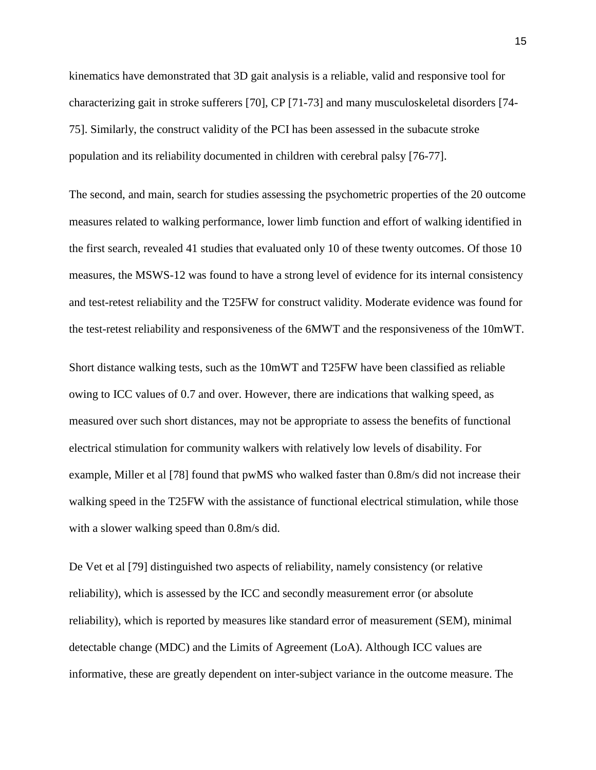kinematics have demonstrated that 3D gait analysis is a reliable, valid and responsive tool for characterizing gait in stroke sufferers [70], CP [71-73] and many musculoskeletal disorders [74-75]. Similarly, the construct validity of the PCI has been assessed in the subacute stroke population and its reliability documented in children with cerebral palsy [76-77].

The second, and main, search for studies assessing the psychometric properties of the 20 outcome measures related to walking performance, lower limb function and effort of walking identified in the first search, revealed 41 studies that evaluated only 10 of these twenty outcomes. Of those 10 measures, the MSWS-12 was found to have a strong level of evidence for its internal consistency and test-retest reliability and the T25FW for construct validity. Moderate evidence was found for the test-retest reliability and responsiveness of the 6MWT and the responsiveness of the 10mWT.

Short distance walking tests, such as the 10mWT and T25FW have been classified as reliable owing to ICC values of 0.7 and over. However, there are indications that walking speed, as measured over such short distances, may not be appropriate to assess the benefits of functional electrical stimulation for community walkers with relatively low levels of disability. For example, Miller et al [78] found that pwMS who walked faster than 0.8m/s did not increase their walking speed in the T25FW with the assistance of functional electrical stimulation, while those with a slower walking speed than 0.8m/s did.

De Vet et al [79] distinguished two aspects of reliability, namely consistency (or relative reliability), which is assessed by the ICC and secondly measurement error (or absolute reliability), which is reported by measures like standard error of measurement (SEM), minimal detectable change (MDC) and the Limits of Agreement (LoA). Although ICC values are informative, these are greatly dependent on inter-subject variance in the outcome measure. The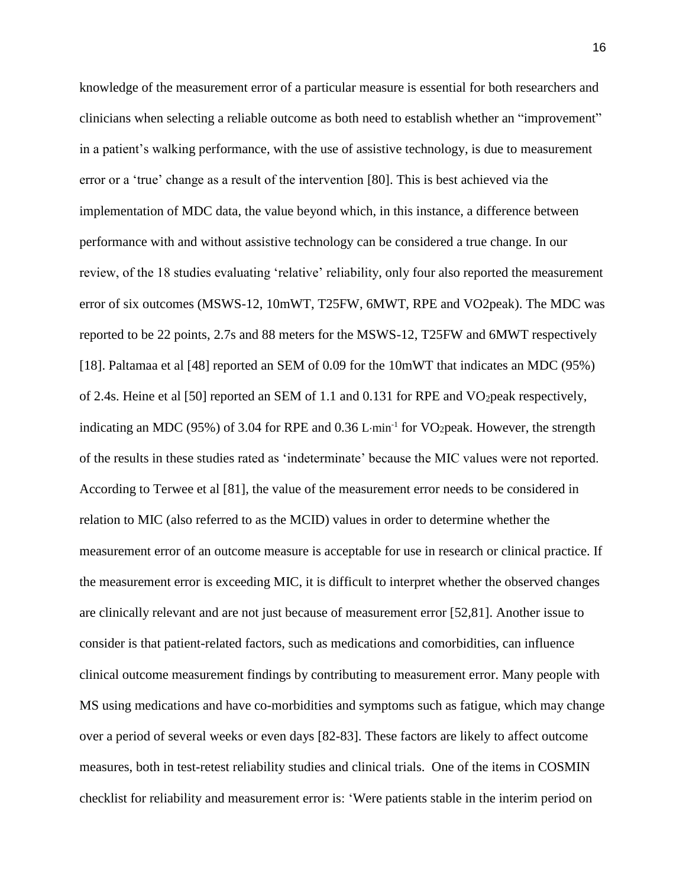knowledge of the measurement error of a particular measure is essential for both researchers and clinicians when selecting a reliable outcome as both need to establish whether an “improvement” in a patient’s walking performance, with the use of assistive technology, is due to measurement error or a ‘true’ change as a result of the intervention [80]. This is best achieved via the implementation of MDC data, the value beyond which, in this instance, a difference between performance with and without assistive technology can be considered a true change. In our review, of the 18 studies evaluating ‘relative’ reliability, only four also reported the measurement error of six outcomes (MSWS-12, 10mWT, T25FW, 6MWT, RPE and VO2peak). The MDC was reported to be 22 points, 2.7s and 88 meters for the MSWS-12, T25FW and 6MWT respectively [18]. Paltamaa et al [48] reported an SEM of 0.09 for the 10mWT that indicates an MDC (95%) of 2.4s. Heine et al [50] reported an SEM of 1.1 and 0.131 for RPE and $VO_2$peak respectively, indicating an MDC (95%) of 3.04 for RPE and 0.36 $L{\cdot}min^{-1}$ for $VO_2$peak. However, the strength of the results in these studies rated as ‘indeterminate’ because the MIC values were not reported. According to Terwee et al [81], the value of the measurement error needs to be considered in relation to MIC (also referred to as the MCID) values in order to determine whether the measurement error of an outcome measure is acceptable for use in research or clinical practice. If the measurement error is exceeding MIC, it is difficult to interpret whether the observed changes are clinically relevant and are not just because of measurement error [52,81]. Another issue to consider is that patient-related factors, such as medications and comorbidities, can influence clinical outcome measurement findings by contributing to measurement error. Many people with MS using medications and have co-morbidities and symptoms such as fatigue, which may change over a period of several weeks or even days [82-83]. These factors are likely to affect outcome measures, both in test-retest reliability studies and clinical trials. One of the items in COSMIN checklist for reliability and measurement error is: ‘Were patients stable in the interim period on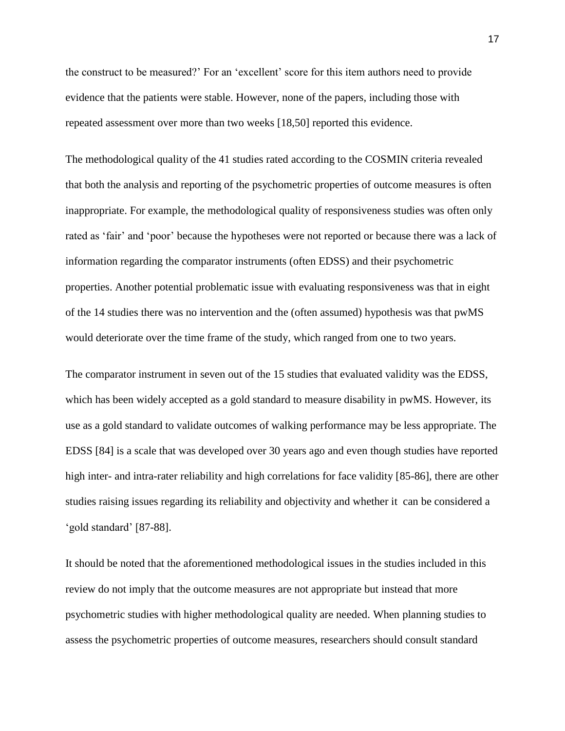the construct to be measured?' For an 'excellent' score for this item authors need to provide evidence that the patients were stable. However, none of the papers, including those with repeated assessment over more than two weeks [18,50] reported this evidence.

The methodological quality of the 41 studies rated according to the COSMIN criteria revealed that both the analysis and reporting of the psychometric properties of outcome measures is often inappropriate. For example, the methodological quality of responsiveness studies was often only rated as 'fair' and 'poor' because the hypotheses were not reported or because there was a lack of information regarding the comparator instruments (often EDSS) and their psychometric properties. Another potential problematic issue with evaluating responsiveness was that in eight of the 14 studies there was no intervention and the (often assumed) hypothesis was that pwMS would deteriorate over the time frame of the study, which ranged from one to two years.

The comparator instrument in seven out of the 15 studies that evaluated validity was the EDSS, which has been widely accepted as a gold standard to measure disability in pwMS. However, its use as a gold standard to validate outcomes of walking performance may be less appropriate. The EDSS [84] is a scale that was developed over 30 years ago and even though studies have reported high inter- and intra-rater reliability and high correlations for face validity [85-86], there are other studies raising issues regarding its reliability and objectivity and whether it can be considered a 'gold standard' [87-88].

It should be noted that the aforementioned methodological issues in the studies included in this review do not imply that the outcome measures are not appropriate but instead that more psychometric studies with higher methodological quality are needed. When planning studies to assess the psychometric properties of outcome measures, researchers should consult standard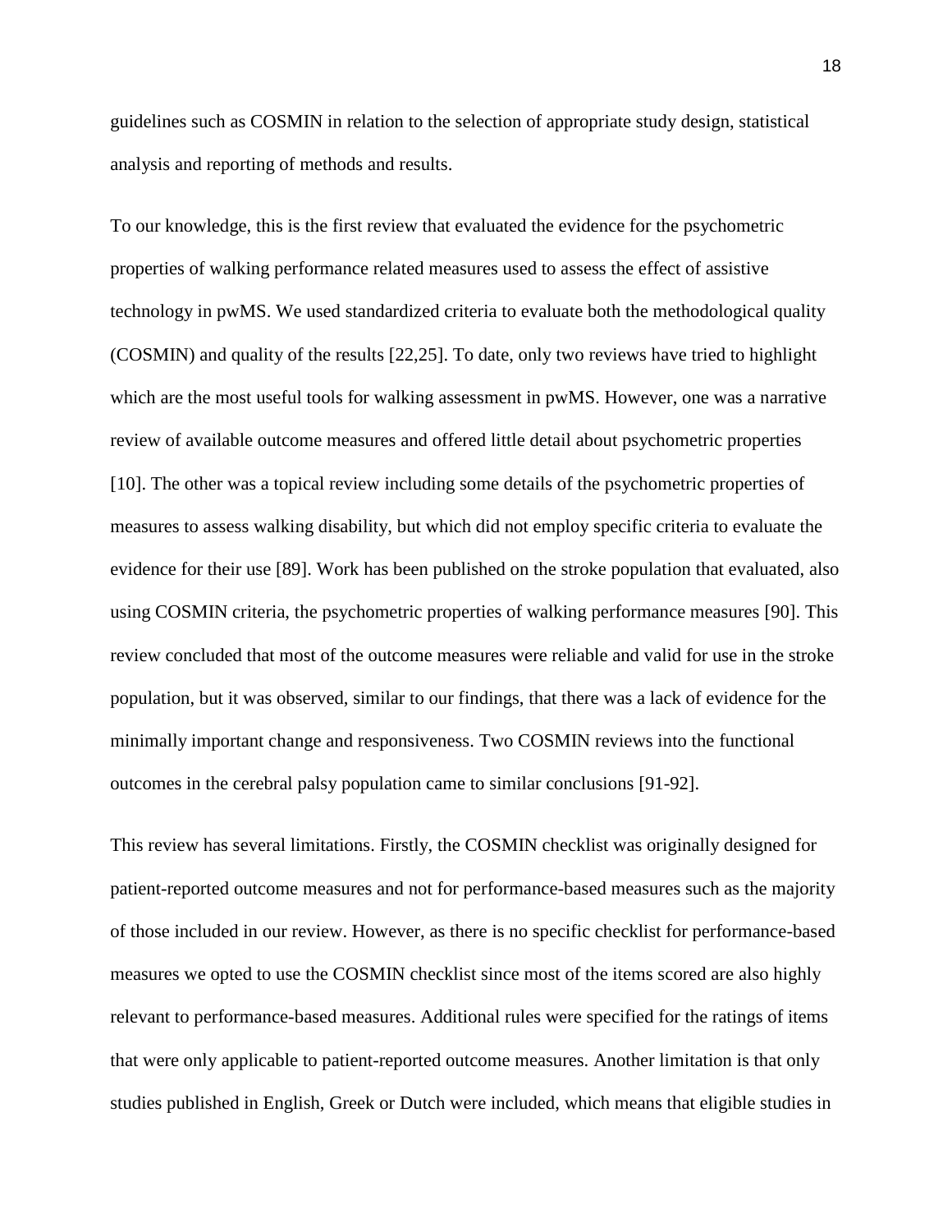guidelines such as COSMIN in relation to the selection of appropriate study design, statistical analysis and reporting of methods and results.

To our knowledge, this is the first review that evaluated the evidence for the psychometric properties of walking performance related measures used to assess the effect of assistive technology in pwMS. We used standardized criteria to evaluate both the methodological quality (COSMIN) and quality of the results [22,25]. To date, only two reviews have tried to highlight which are the most useful tools for walking assessment in pwMS. However, one was a narrative review of available outcome measures and offered little detail about psychometric properties [10]. The other was a topical review including some details of the psychometric properties of measures to assess walking disability, but which did not employ specific criteria to evaluate the evidence for their use [89]. Work has been published on the stroke population that evaluated, also using COSMIN criteria, the psychometric properties of walking performance measures [90]. This review concluded that most of the outcome measures were reliable and valid for use in the stroke population, but it was observed, similar to our findings, that there was a lack of evidence for the minimally important change and responsiveness. Two COSMIN reviews into the functional outcomes in the cerebral palsy population came to similar conclusions [91-92].

This review has several limitations. Firstly, the COSMIN checklist was originally designed for patient-reported outcome measures and not for performance-based measures such as the majority of those included in our review. However, as there is no specific checklist for performance-based measures we opted to use the COSMIN checklist since most of the items scored are also highly relevant to performance-based measures. Additional rules were specified for the ratings of items that were only applicable to patient-reported outcome measures. Another limitation is that only studies published in English, Greek or Dutch were included, which means that eligible studies in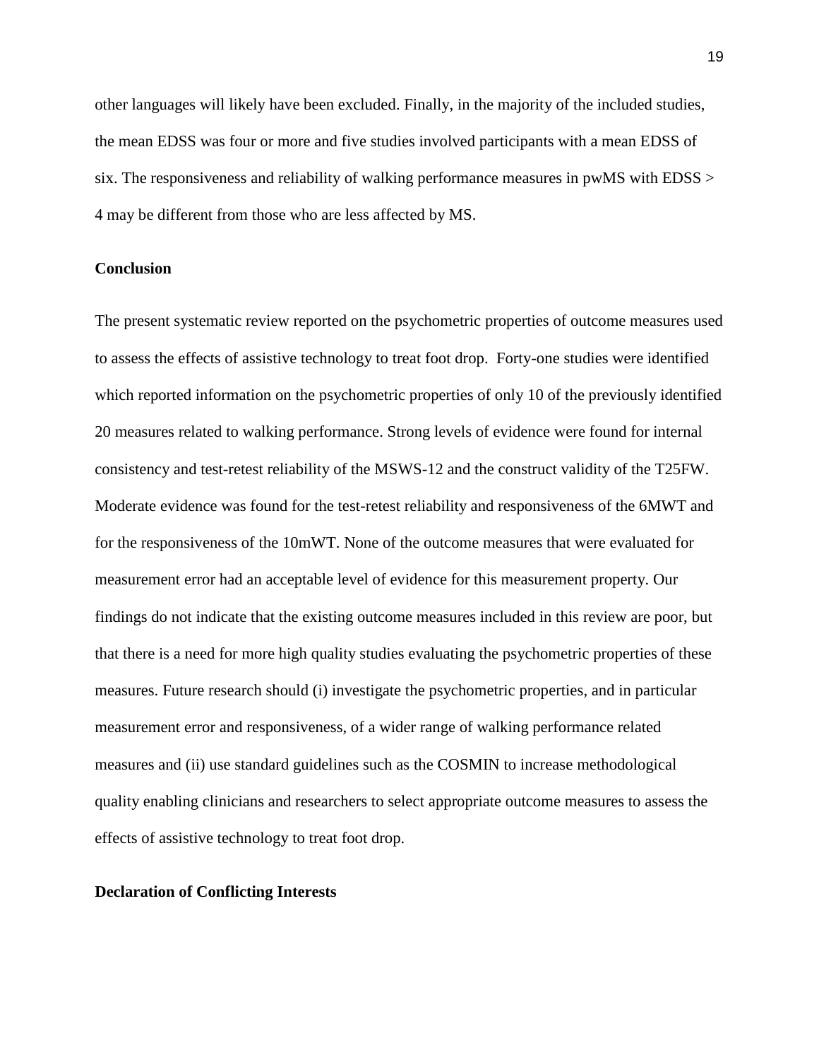other languages will likely have been excluded. Finally, in the majority of the included studies, the mean EDSS was four or more and five studies involved participants with a mean EDSS of six. The responsiveness and reliability of walking performance measures in pwMS with EDSS > 4 may be different from those who are less affected by MS.

## Conclusion

The present systematic review reported on the psychometric properties of outcome measures used to assess the effects of assistive technology to treat foot drop. Forty-one studies were identified which reported information on the psychometric properties of only 10 of the previously identified 20 measures related to walking performance. Strong levels of evidence were found for internal consistency and test-retest reliability of the MSWS-12 and the construct validity of the T25FW. Moderate evidence was found for the test-retest reliability and responsiveness of the 6MWT and for the responsiveness of the 10mWT. None of the outcome measures that were evaluated for measurement error had an acceptable level of evidence for this measurement property. Our findings do not indicate that the existing outcome measures included in this review are poor, but that there is a need for more high quality studies evaluating the psychometric properties of these measures. Future research should (i) investigate the psychometric properties, and in particular measurement error and responsiveness, of a wider range of walking performance related measures and (ii) use standard guidelines such as the COSMIN to increase methodological quality enabling clinicians and researchers to select appropriate outcome measures to assess the effects of assistive technology to treat foot drop.

## Declaration of Conflicting Interests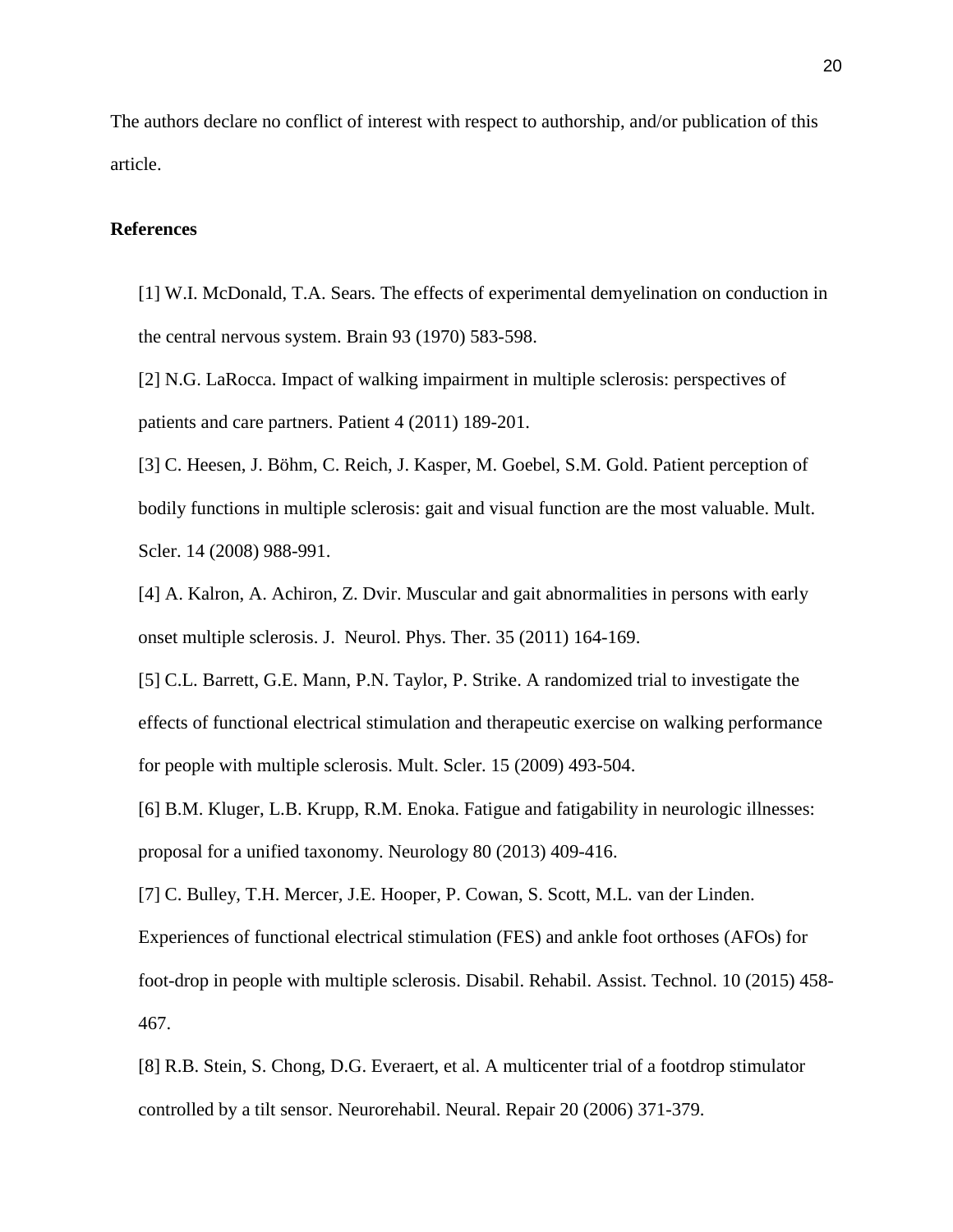The authors declare no conflict of interest with respect to authorship, and/or publication of this article.

**References**

[1] W.I. McDonald, T.A. Sears. The effects of experimental demyelination on conduction in the central nervous system. Brain 93 (1970) 583-598.

[2] N.G. LaRocca. Impact of walking impairment in multiple sclerosis: perspectives of patients and care partners. Patient 4 (2011) 189-201.

[3] C. Heesen, J. Böhm, C. Reich, J. Kasper, M. Goebel, S.M. Gold. Patient perception of bodily functions in multiple sclerosis: gait and visual function are the most valuable. Mult. Scler. 14 (2008) 988-991.

[4] A. Kalron, A. Achiron, Z. Dvir. Muscular and gait abnormalities in persons with early onset multiple sclerosis. J. Neurol. Phys. Ther. 35 (2011) 164-169.

[5] C.L. Barrett, G.E. Mann, P.N. Taylor, P. Strike. A randomized trial to investigate the effects of functional electrical stimulation and therapeutic exercise on walking performance for people with multiple sclerosis. Mult. Scler. 15 (2009) 493-504.

[6] B.M. Kluger, L.B. Krupp, R.M. Enoka. Fatigue and fatigability in neurologic illnesses: proposal for a unified taxonomy. Neurology 80 (2013) 409-416.

[7] C. Bulley, T.H. Mercer, J.E. Hooper, P. Cowan, S. Scott, M.L. van der Linden. Experiences of functional electrical stimulation (FES) and ankle foot orthoses (AFOs) for foot-drop in people with multiple sclerosis. Disabil. Rehabil. Assist. Technol. 10 (2015) 458-467.

[8] R.B. Stein, S. Chong, D.G. Everaert, et al. A multicenter trial of a footdrop stimulator controlled by a tilt sensor. Neurorehabil. Neural. Repair 20 (2006) 371-379.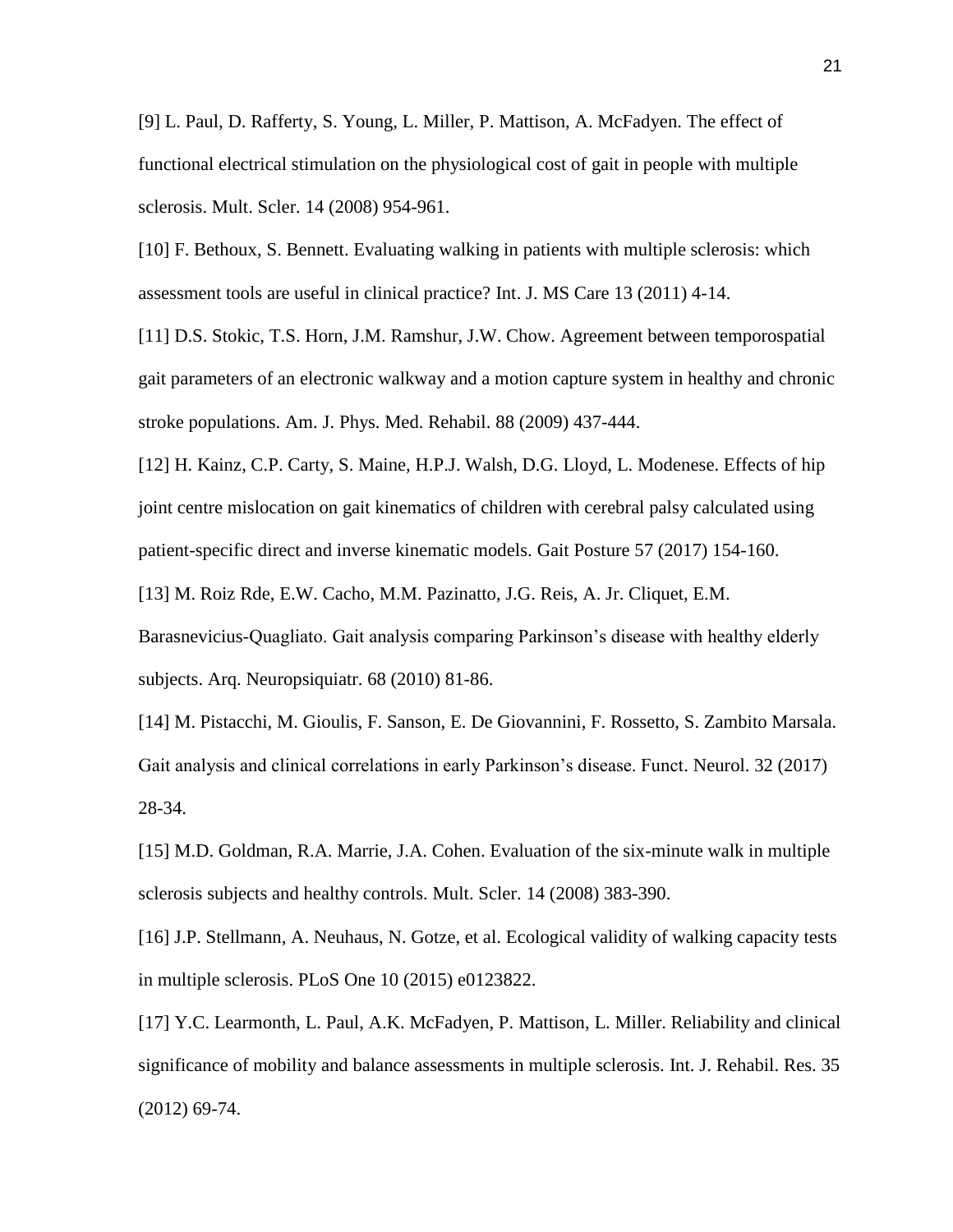[9] L. Paul, D. Rafferty, S. Young, L. Miller, P. Mattison, A. McFadyen. The effect of functional electrical stimulation on the physiological cost of gait in people with multiple sclerosis. Mult. Scler. 14 (2008) 954-961.

[10] F. Bethoux, S. Bennett. Evaluating walking in patients with multiple sclerosis: which assessment tools are useful in clinical practice? Int. J. MS Care 13 (2011) 4-14.

[11] D.S. Stokic, T.S. Horn, J.M. Ramshur, J.W. Chow. Agreement between temporospatial gait parameters of an electronic walkway and a motion capture system in healthy and chronic stroke populations. Am. J. Phys. Med. Rehabil. 88 (2009) 437-444.

[12] H. Kainz, C.P. Carty, S. Maine, H.P.J. Walsh, D.G. Lloyd, L. Modenese. Effects of hip joint centre mislocation on gait kinematics of children with cerebral palsy calculated using patient-specific direct and inverse kinematic models. Gait Posture 57 (2017) 154-160.

[13] M. Roiz Rde, E.W. Cacho, M.M. Pazinatto, J.G. Reis, A. Jr. Cliquet, E.M. Barasnevicius-Quagliato. Gait analysis comparing Parkinson's disease with healthy elderly subjects. Arq. Neuropsiquiatr. 68 (2010) 81-86.

[14] M. Pistacchi, M. Gioulis, F. Sanson, E. De Giovannini, F. Rossetto, S. Zambito Marsala. Gait analysis and clinical correlations in early Parkinson's disease. Funct. Neurol. 32 (2017) 28-34.

[15] M.D. Goldman, R.A. Marrie, J.A. Cohen. Evaluation of the six-minute walk in multiple sclerosis subjects and healthy controls. Mult. Scler. 14 (2008) 383-390.

[16] J.P. Stellmann, A. Neuhaus, N. Gotze, et al. Ecological validity of walking capacity tests in multiple sclerosis. PLoS One 10 (2015) e0123822.

[17] Y.C. Learmonth, L. Paul, A.K. McFadyen, P. Mattison, L. Miller. Reliability and clinical significance of mobility and balance assessments in multiple sclerosis. Int. J. Rehabil. Res. 35 (2012) 69-74.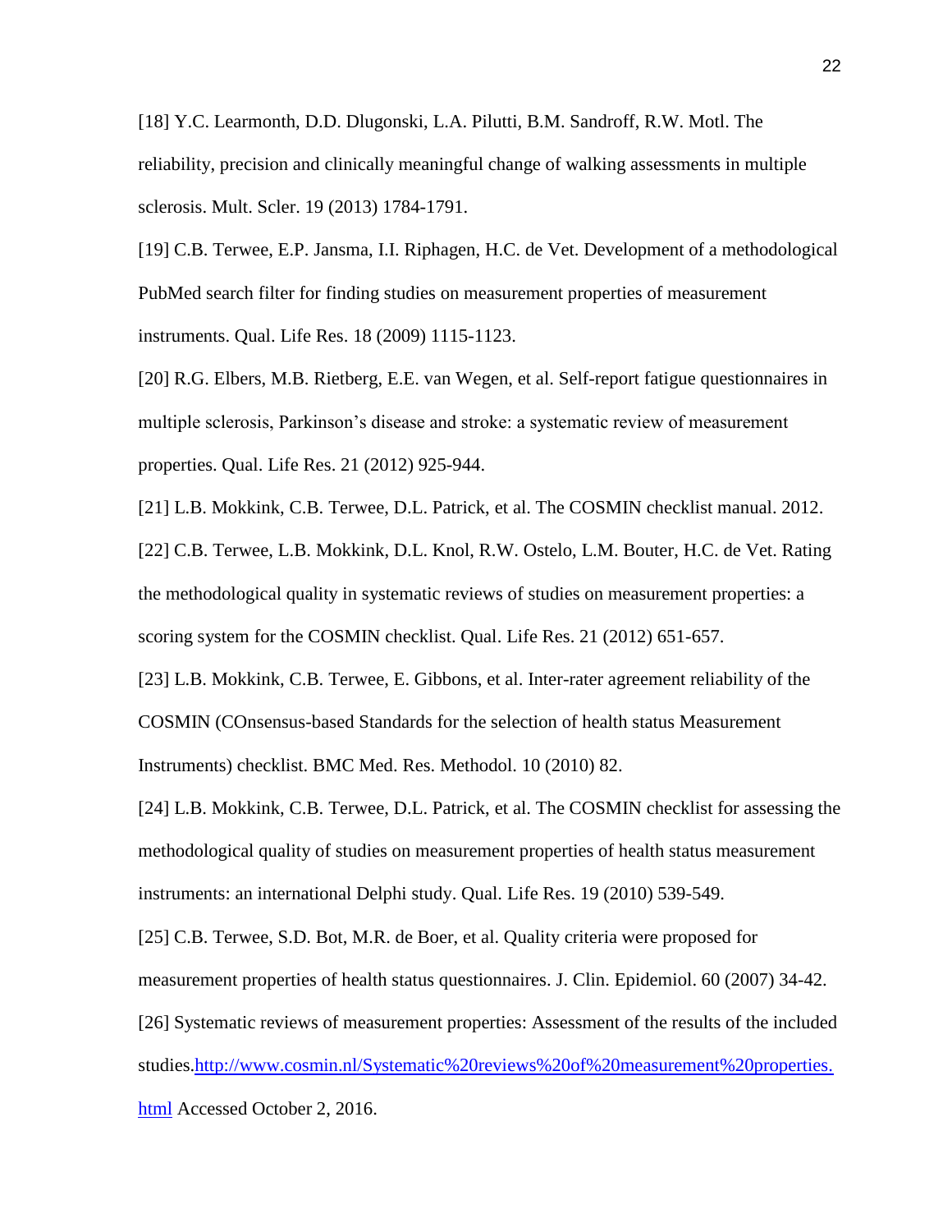[18] Y.C. Learmonth, D.D. Dlugonski, L.A. Pilutti, B.M. Sandroff, R.W. Motl. The reliability, precision and clinically meaningful change of walking assessments in multiple sclerosis. Mult. Scler. 19 (2013) 1784-1791.

[19] C.B. Terwee, E.P. Jansma, I.I. Riphagen, H.C. de Vet. Development of a methodological PubMed search filter for finding studies on measurement properties of measurement instruments. Qual. Life Res. 18 (2009) 1115-1123.

[20] R.G. Elbers, M.B. Rietberg, E.E. van Wegen, et al. Self-report fatigue questionnaires in multiple sclerosis, Parkinson's disease and stroke: a systematic review of measurement properties. Qual. Life Res. 21 (2012) 925-944.

[21] L.B. Mokkink, C.B. Terwee, D.L. Patrick, et al. The COSMIN checklist manual. 2012.

[22] C.B. Terwee, L.B. Mokkink, D.L. Knol, R.W. Ostelo, L.M. Bouter, H.C. de Vet. Rating the methodological quality in systematic reviews of studies on measurement properties: a scoring system for the COSMIN checklist. Qual. Life Res. 21 (2012) 651-657.

[23] L.B. Mokkink, C.B. Terwee, E. Gibbons, et al. Inter-rater agreement reliability of the COSMIN (COnsensus-based Standards for the selection of health status Measurement Instruments) checklist. BMC Med. Res. Methodol. 10 (2010) 82.

[24] L.B. Mokkink, C.B. Terwee, D.L. Patrick, et al. The COSMIN checklist for assessing the methodological quality of studies on measurement properties of health status measurement instruments: an international Delphi study. Qual. Life Res. 19 (2010) 539-549.

[25] C.B. Terwee, S.D. Bot, M.R. de Boer, et al. Quality criteria were proposed for measurement properties of health status questionnaires. J. Clin. Epidemiol. 60 (2007) 34-42.

[26] Systematic reviews of measurement properties: Assessment of the results of the included studies.[http://www.cosmin.nl/Systematic%20reviews%20of%20measurement%20properties.html](http://www.cosmin.nl/Systematic%20reviews%20of%20measurement%20properties.html) Accessed October 2, 2016.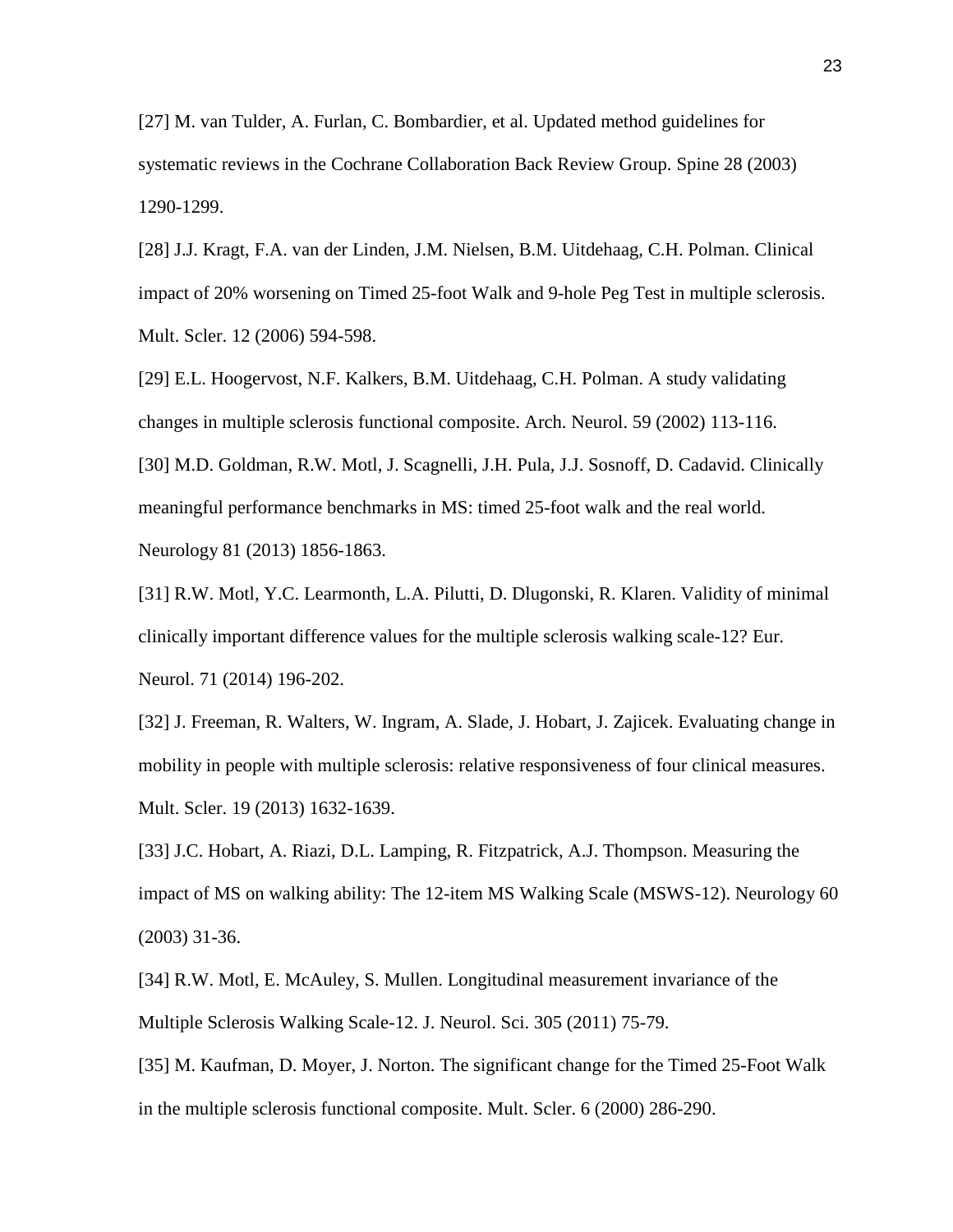[27] M. van Tulder, A. Furlan, C. Bombardier, et al. Updated method guidelines for systematic reviews in the Cochrane Collaboration Back Review Group. Spine 28 (2003) 1290-1299.

[28] J.J. Kragt, F.A. van der Linden, J.M. Nielsen, B.M. Uitdehaag, C.H. Polman. Clinical impact of 20% worsening on Timed 25-foot Walk and 9-hole Peg Test in multiple sclerosis. Mult. Scler. 12 (2006) 594-598.

[29] E.L. Hoogervost, N.F. Kalkers, B.M. Uitdehaag, C.H. Polman. A study validating changes in multiple sclerosis functional composite. Arch. Neurol. 59 (2002) 113-116.

[30] M.D. Goldman, R.W. Motl, J. Scagnelli, J.H. Pula, J.J. Sosnoff, D. Cadavid. Clinically meaningful performance benchmarks in MS: timed 25-foot walk and the real world. Neurology 81 (2013) 1856-1863.

[31] R.W. Motl, Y.C. Learmonth, L.A. Pilutti, D. Dlugonski, R. Klaren. Validity of minimal clinically important difference values for the multiple sclerosis walking scale-12? Eur. Neurol. 71 (2014) 196-202.

[32] J. Freeman, R. Walters, W. Ingram, A. Slade, J. Hobart, J. Zajicek. Evaluating change in mobility in people with multiple sclerosis: relative responsiveness of four clinical measures. Mult. Scler. 19 (2013) 1632-1639.

[33] J.C. Hobart, A. Riazi, D.L. Lamping, R. Fitzpatrick, A.J. Thompson. Measuring the impact of MS on walking ability: The 12-item MS Walking Scale (MSWS-12). Neurology 60 (2003) 31-36.

[34] R.W. Motl, E. McAuley, S. Mullen. Longitudinal measurement invariance of the Multiple Sclerosis Walking Scale-12. J. Neurol. Sci. 305 (2011) 75-79.

[35] M. Kaufman, D. Moyer, J. Norton. The significant change for the Timed 25-Foot Walk in the multiple sclerosis functional composite. Mult. Scler. 6 (2000) 286-290.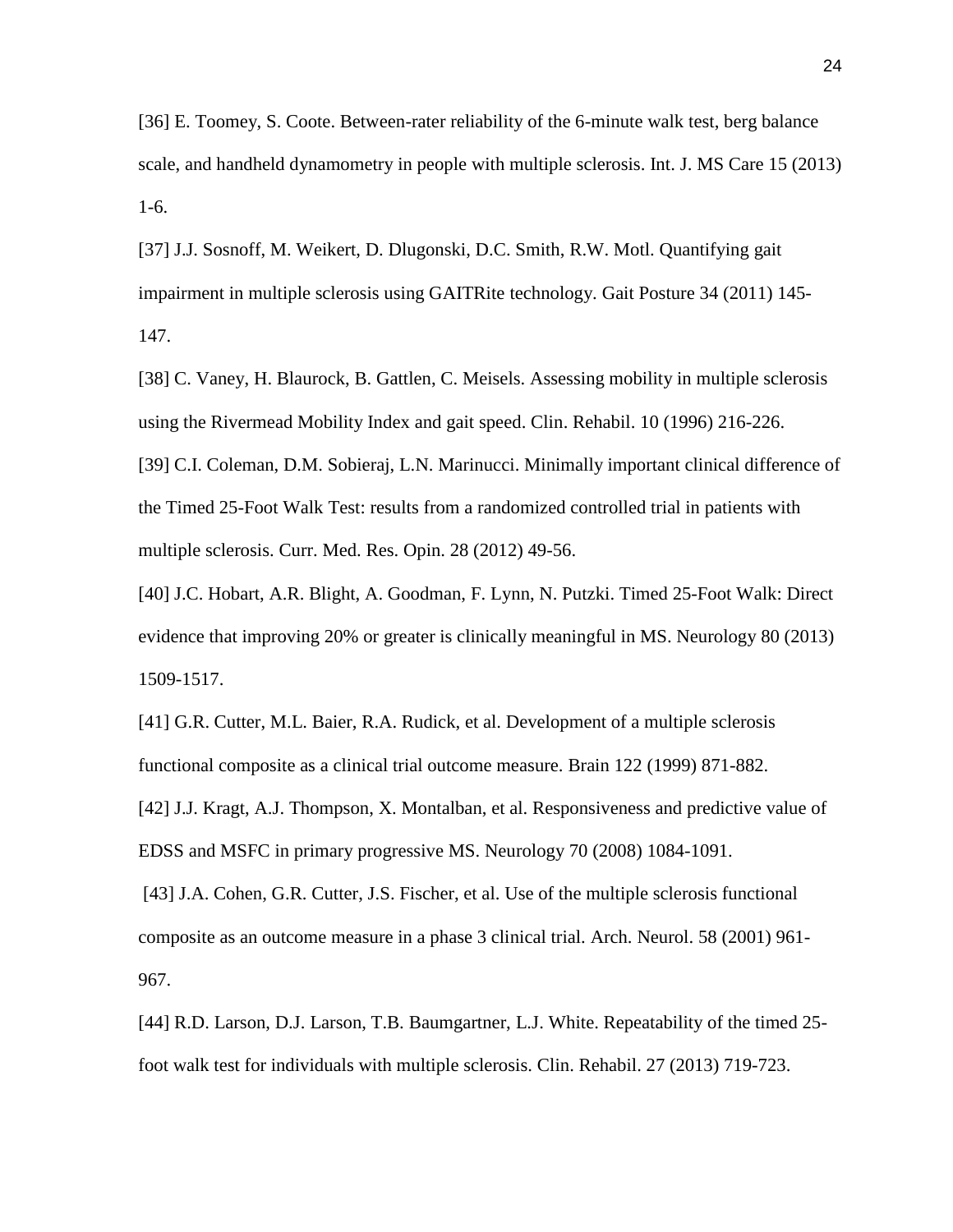[36] E. Toomey, S. Coote. Between-rater reliability of the 6-minute walk test, berg balance scale, and handheld dynamometry in people with multiple sclerosis. Int. J. MS Care 15 (2013) 1-6.

[37] J.J. Sosnoff, M. Weikert, D. Dlugonski, D.C. Smith, R.W. Motl. Quantifying gait impairment in multiple sclerosis using GAITRite technology. Gait Posture 34 (2011) 145-147.

[38] C. Vaney, H. Blaurock, B. Gattlen, C. Meisels. Assessing mobility in multiple sclerosis using the Rivermead Mobility Index and gait speed. Clin. Rehabil. 10 (1996) 216-226.

[39] C.I. Coleman, D.M. Sobieraj, L.N. Marinucci. Minimally important clinical difference of the Timed 25-Foot Walk Test: results from a randomized controlled trial in patients with multiple sclerosis. Curr. Med. Res. Opin. 28 (2012) 49-56.

[40] J.C. Hobart, A.R. Blight, A. Goodman, F. Lynn, N. Putzki. Timed 25-Foot Walk: Direct evidence that improving 20% or greater is clinically meaningful in MS. Neurology 80 (2013) 1509-1517.

[41] G.R. Cutter, M.L. Baier, R.A. Rudick, et al. Development of a multiple sclerosis functional composite as a clinical trial outcome measure. Brain 122 (1999) 871-882.

[42] J.J. Kragt, A.J. Thompson, X. Montalban, et al. Responsiveness and predictive value of EDSS and MSFC in primary progressive MS. Neurology 70 (2008) 1084-1091.

[43] J.A. Cohen, G.R. Cutter, J.S. Fischer, et al. Use of the multiple sclerosis functional composite as an outcome measure in a phase 3 clinical trial. Arch. Neurol. 58 (2001) 961-967.

[44] R.D. Larson, D.J. Larson, T.B. Baumgartner, L.J. White. Repeatability of the timed 25-foot walk test for individuals with multiple sclerosis. Clin. Rehabil. 27 (2013) 719-723.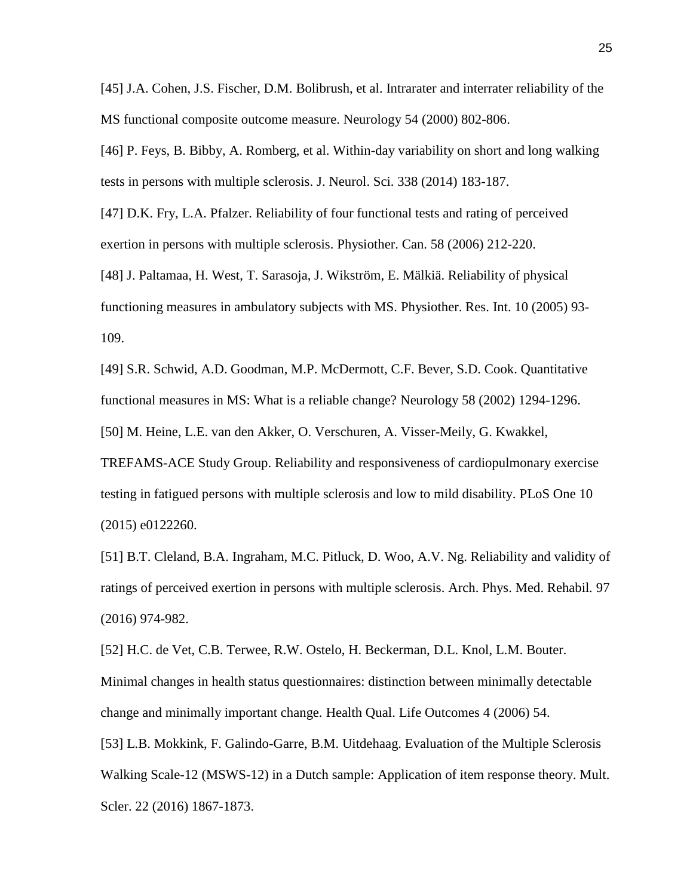[45] J.A. Cohen, J.S. Fischer, D.M. Bolibrush, et al. Intrarater and interrater reliability of the MS functional composite outcome measure. Neurology 54 (2000) 802-806.

[46] P. Feys, B. Bibby, A. Romberg, et al. Within-day variability on short and long walking tests in persons with multiple sclerosis. J. Neurol. Sci. 338 (2014) 183-187.

[47] D.K. Fry, L.A. Pfalzer. Reliability of four functional tests and rating of perceived exertion in persons with multiple sclerosis. Physiother. Can. 58 (2006) 212-220.

[48] J. Paltamaa, H. West, T. Sarasoja, J. Wikström, E. Mälkiä. Reliability of physical functioning measures in ambulatory subjects with MS. Physiother. Res. Int. 10 (2005) 93-109.

[49] S.R. Schwid, A.D. Goodman, M.P. McDermott, C.F. Bever, S.D. Cook. Quantitative functional measures in MS: What is a reliable change? Neurology 58 (2002) 1294-1296.

[50] M. Heine, L.E. van den Akker, O. Verschuren, A. Visser-Meily, G. Kwakkel, TREFAMS-ACE Study Group. Reliability and responsiveness of cardiopulmonary exercise testing in fatigued persons with multiple sclerosis and low to mild disability. PLoS One 10 (2015) e0122260.

[51] B.T. Cleland, B.A. Ingraham, M.C. Pitluck, D. Woo, A.V. Ng. Reliability and validity of ratings of perceived exertion in persons with multiple sclerosis. Arch. Phys. Med. Rehabil. 97 (2016) 974-982.

[52] H.C. de Vet, C.B. Terwee, R.W. Ostelo, H. Beckerman, D.L. Knol, L.M. Bouter. Minimal changes in health status questionnaires: distinction between minimally detectable change and minimally important change. Health Qual. Life Outcomes 4 (2006) 54.

[53] L.B. Mokkink, F. Galindo-Garre, B.M. Uitdehaag. Evaluation of the Multiple Sclerosis Walking Scale-12 (MSWS-12) in a Dutch sample: Application of item response theory. Mult. Scler. 22 (2016) 1867-1873.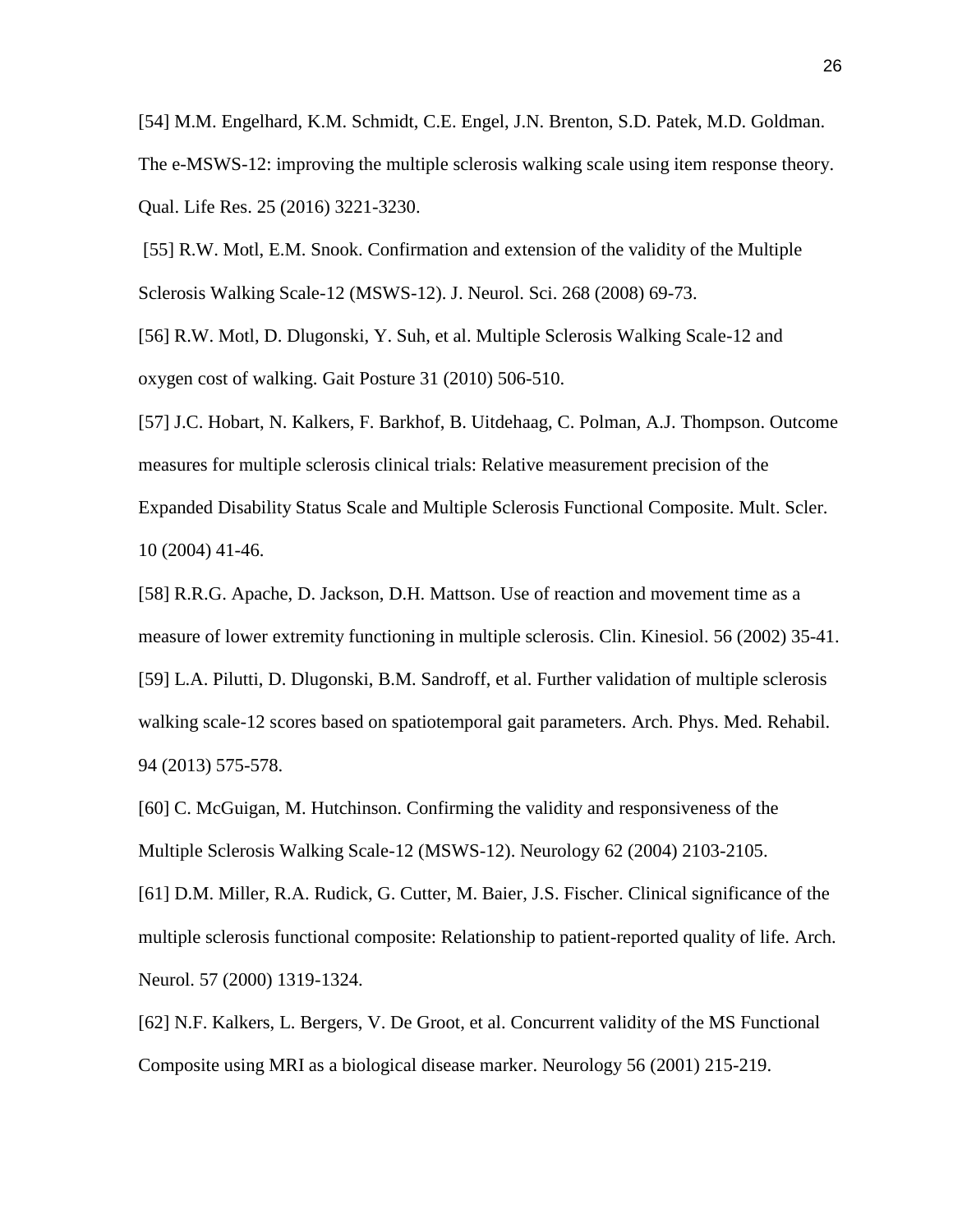[54] M.M. Engelhard, K.M. Schmidt, C.E. Engel, J.N. Brenton, S.D. Patek, M.D. Goldman. The e-MSWS-12: improving the multiple sclerosis walking scale using item response theory. Qual. Life Res. 25 (2016) 3221-3230.

[55] R.W. Motl, E.M. Snook. Confirmation and extension of the validity of the Multiple Sclerosis Walking Scale-12 (MSWS-12). J. Neurol. Sci. 268 (2008) 69-73.

[56] R.W. Motl, D. Dlugonski, Y. Suh, et al. Multiple Sclerosis Walking Scale-12 and oxygen cost of walking. Gait Posture 31 (2010) 506-510.

[57] J.C. Hobart, N. Kalkers, F. Barkhof, B. Uitdehaag, C. Polman, A.J. Thompson. Outcome measures for multiple sclerosis clinical trials: Relative measurement precision of the Expanded Disability Status Scale and Multiple Sclerosis Functional Composite. Mult. Scler. 10 (2004) 41-46.

[58] R.R.G. Apache, D. Jackson, D.H. Mattson. Use of reaction and movement time as a measure of lower extremity functioning in multiple sclerosis. Clin. Kinesiol. 56 (2002) 35-41.

[59] L.A. Pilutti, D. Dlugonski, B.M. Sandroff, et al. Further validation of multiple sclerosis walking scale-12 scores based on spatiotemporal gait parameters. Arch. Phys. Med. Rehabil. 94 (2013) 575-578.

[60] C. McGuigan, M. Hutchinson. Confirming the validity and responsiveness of the Multiple Sclerosis Walking Scale-12 (MSWS-12). Neurology 62 (2004) 2103-2105.

[61] D.M. Miller, R.A. Rudick, G. Cutter, M. Baier, J.S. Fischer. Clinical significance of the multiple sclerosis functional composite: Relationship to patient-reported quality of life. Arch. Neurol. 57 (2000) 1319-1324.

[62] N.F. Kalkers, L. Bergers, V. De Groot, et al. Concurrent validity of the MS Functional Composite using MRI as a biological disease marker. Neurology 56 (2001) 215-219.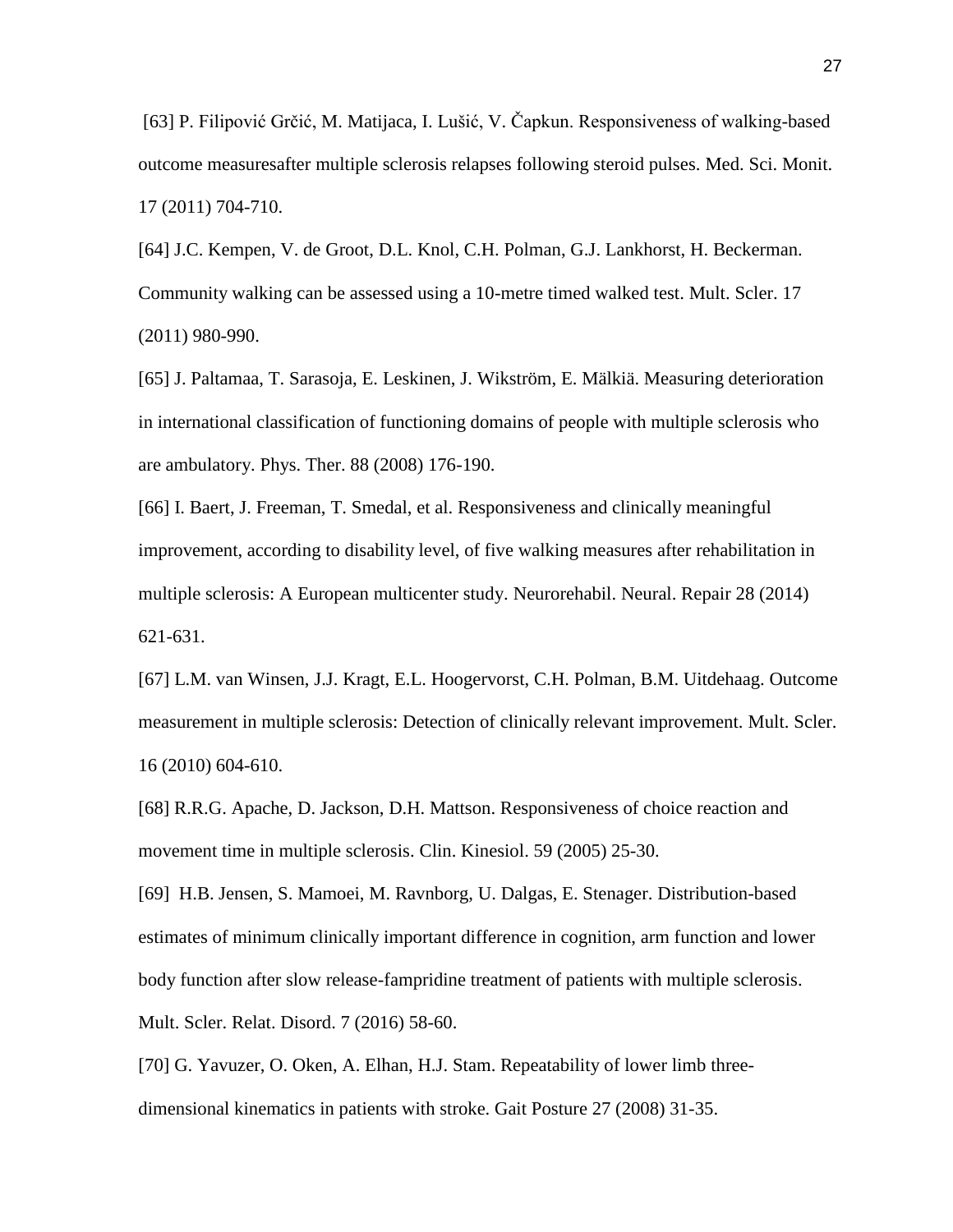[63] P. Filipović Grčić, M. Matijaca, I. Lušić, V. Čapkun. Responsiveness of walking-based outcome measuresafter multiple sclerosis relapses following steroid pulses. Med. Sci. Monit. 17 (2011) 704-710.

[64] J.C. Kempen, V. de Groot, D.L. Knol, C.H. Polman, G.J. Lankhorst, H. Beckerman. Community walking can be assessed using a 10-metre timed walked test. Mult. Scler. 17 (2011) 980-990.

[65] J. Paltamaa, T. Sarasoja, E. Leskinen, J. Wikström, E. Mälkiä. Measuring deterioration in international classification of functioning domains of people with multiple sclerosis who are ambulatory. Phys. Ther. 88 (2008) 176-190.

[66] I. Baert, J. Freeman, T. Smedal, et al. Responsiveness and clinically meaningful improvement, according to disability level, of five walking measures after rehabilitation in multiple sclerosis: A European multicenter study. Neurorehabil. Neural. Repair 28 (2014) 621-631.

[67] L.M. van Winsen, J.J. Kragt, E.L. Hoogervorst, C.H. Polman, B.M. Uitdehaag. Outcome measurement in multiple sclerosis: Detection of clinically relevant improvement. Mult. Scler. 16 (2010) 604-610.

[68] R.R.G. Apache, D. Jackson, D.H. Mattson. Responsiveness of choice reaction and movement time in multiple sclerosis. Clin. Kinesiol. 59 (2005) 25-30.

[69] H.B. Jensen, S. Mamoei, M. Ravnborg, U. Dalgas, E. Stenager. Distribution-based estimates of minimum clinically important difference in cognition, arm function and lower body function after slow release-fampridine treatment of patients with multiple sclerosis. Mult. Scler. Relat. Disord. 7 (2016) 58-60.

[70] G. Yavuzer, O. Oken, A. Elhan, H.J. Stam. Repeatability of lower limb three-dimensional kinematics in patients with stroke. Gait Posture 27 (2008) 31-35.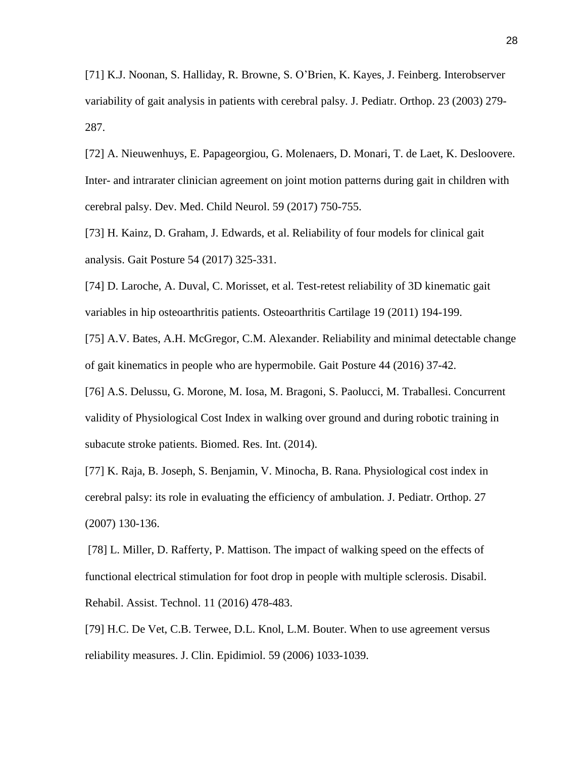[71] K.J. Noonan, S. Halliday, R. Browne, S. O'Brien, K. Kayes, J. Feinberg. Interobserver variability of gait analysis in patients with cerebral palsy. J. Pediatr. Orthop. 23 (2003) 279-287.

[72] A. Nieuwenhuys, E. Papageorgiou, G. Molenaers, D. Monari, T. de Laet, K. Desloovere. Inter- and intrarater clinician agreement on joint motion patterns during gait in children with cerebral palsy. Dev. Med. Child Neurol. 59 (2017) 750-755.

[73] H. Kainz, D. Graham, J. Edwards, et al. Reliability of four models for clinical gait analysis. Gait Posture 54 (2017) 325-331.

[74] D. Laroche, A. Duval, C. Morisset, et al. Test-retest reliability of 3D kinematic gait variables in hip osteoarthritis patients. Osteoarthritis Cartilage 19 (2011) 194-199.

[75] A.V. Bates, A.H. McGregor, C.M. Alexander. Reliability and minimal detectable change of gait kinematics in people who are hypermobile. Gait Posture 44 (2016) 37-42.

[76] A.S. Delussu, G. Morone, M. Iosa, M. Bragoni, S. Paolucci, M. Traballesi. Concurrent validity of Physiological Cost Index in walking over ground and during robotic training in subacute stroke patients. Biomed. Res. Int. (2014).

[77] K. Raja, B. Joseph, S. Benjamin, V. Minocha, B. Rana. Physiological cost index in cerebral palsy: its role in evaluating the efficiency of ambulation. J. Pediatr. Orthop. 27 (2007) 130-136.

[78] L. Miller, D. Rafferty, P. Mattison. The impact of walking speed on the effects of functional electrical stimulation for foot drop in people with multiple sclerosis. Disabil. Rehabil. Assist. Technol. 11 (2016) 478-483.

[79] H.C. De Vet, C.B. Terwee, D.L. Knol, L.M. Bouter. When to use agreement versus reliability measures. J. Clin. Epidimiol. 59 (2006) 1033-1039.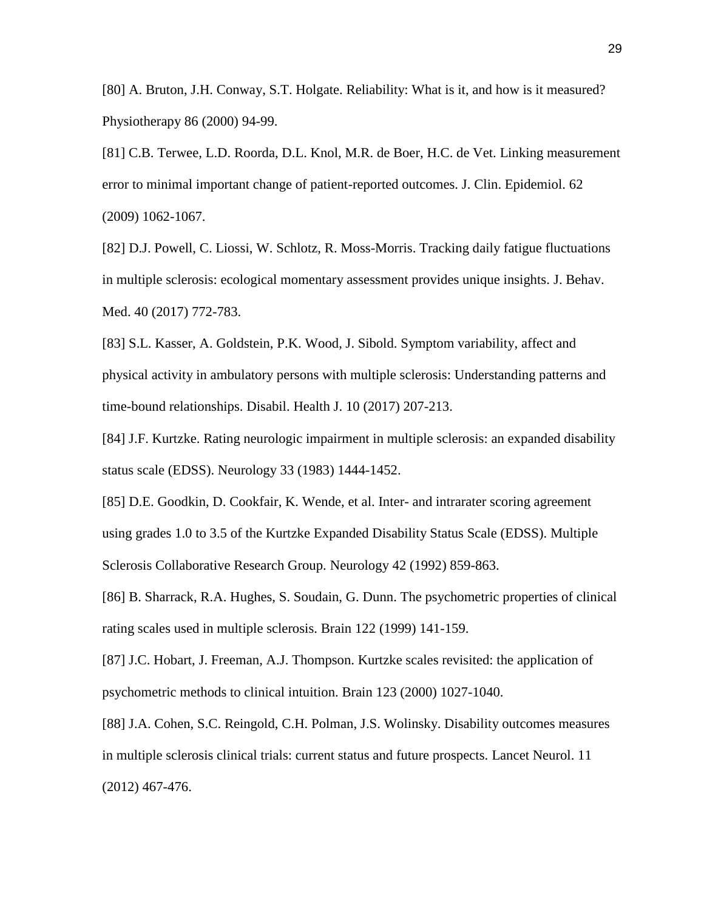[80] A. Bruton, J.H. Conway, S.T. Holgate. Reliability: What is it, and how is it measured? Physiotherapy 86 (2000) 94-99.

[81] C.B. Terwee, L.D. Roorda, D.L. Knol, M.R. de Boer, H.C. de Vet. Linking measurement error to minimal important change of patient-reported outcomes. J. Clin. Epidemiol. 62 (2009) 1062-1067.

[82] D.J. Powell, C. Liossi, W. Schlotz, R. Moss-Morris. Tracking daily fatigue fluctuations in multiple sclerosis: ecological momentary assessment provides unique insights. J. Behav. Med. 40 (2017) 772-783.

[83] S.L. Kasser, A. Goldstein, P.K. Wood, J. Sibold. Symptom variability, affect and physical activity in ambulatory persons with multiple sclerosis: Understanding patterns and time-bound relationships. Disabil. Health J. 10 (2017) 207-213.

[84] J.F. Kurtzke. Rating neurologic impairment in multiple sclerosis: an expanded disability status scale (EDSS). Neurology 33 (1983) 1444-1452.

[85] D.E. Goodkin, D. Cookfair, K. Wende, et al. Inter- and intrarater scoring agreement using grades 1.0 to 3.5 of the Kurtzke Expanded Disability Status Scale (EDSS). Multiple Sclerosis Collaborative Research Group. Neurology 42 (1992) 859-863.

[86] B. Sharrack, R.A. Hughes, S. Soudain, G. Dunn. The psychometric properties of clinical rating scales used in multiple sclerosis. Brain 122 (1999) 141-159.

[87] J.C. Hobart, J. Freeman, A.J. Thompson. Kurtzke scales revisited: the application of psychometric methods to clinical intuition. Brain 123 (2000) 1027-1040.

[88] J.A. Cohen, S.C. Reingold, C.H. Polman, J.S. Wolinsky. Disability outcomes measures in multiple sclerosis clinical trials: current status and future prospects. Lancet Neurol. 11 (2012) 467-476.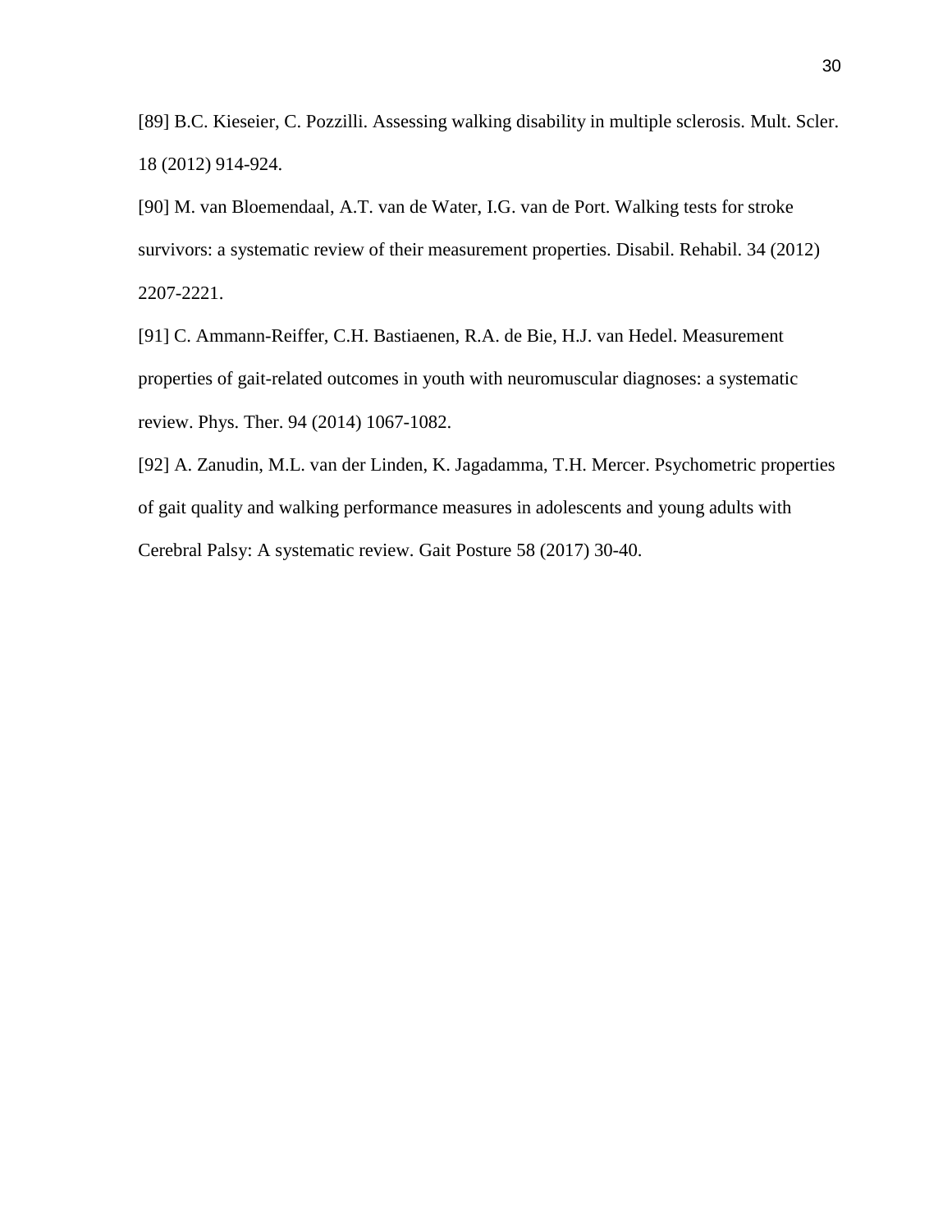[89] B.C. Kieseier, C. Pozzilli. Assessing walking disability in multiple sclerosis. Mult. Scler. 18 (2012) 914-924.

[90] M. van Bloemendaal, A.T. van de Water, I.G. van de Port. Walking tests for stroke survivors: a systematic review of their measurement properties. Disabil. Rehabil. 34 (2012) 2207-2221.

[91] C. Ammann-Reiffer, C.H. Bastiaenen, R.A. de Bie, H.J. van Hedel. Measurement properties of gait-related outcomes in youth with neuromuscular diagnoses: a systematic review. Phys. Ther. 94 (2014) 1067-1082.

[92] A. Zanudin, M.L. van der Linden, K. Jagadamma, T.H. Mercer. Psychometric properties of gait quality and walking performance measures in adolescents and young adults with Cerebral Palsy: A systematic review. Gait Posture 58 (2017) 30-40.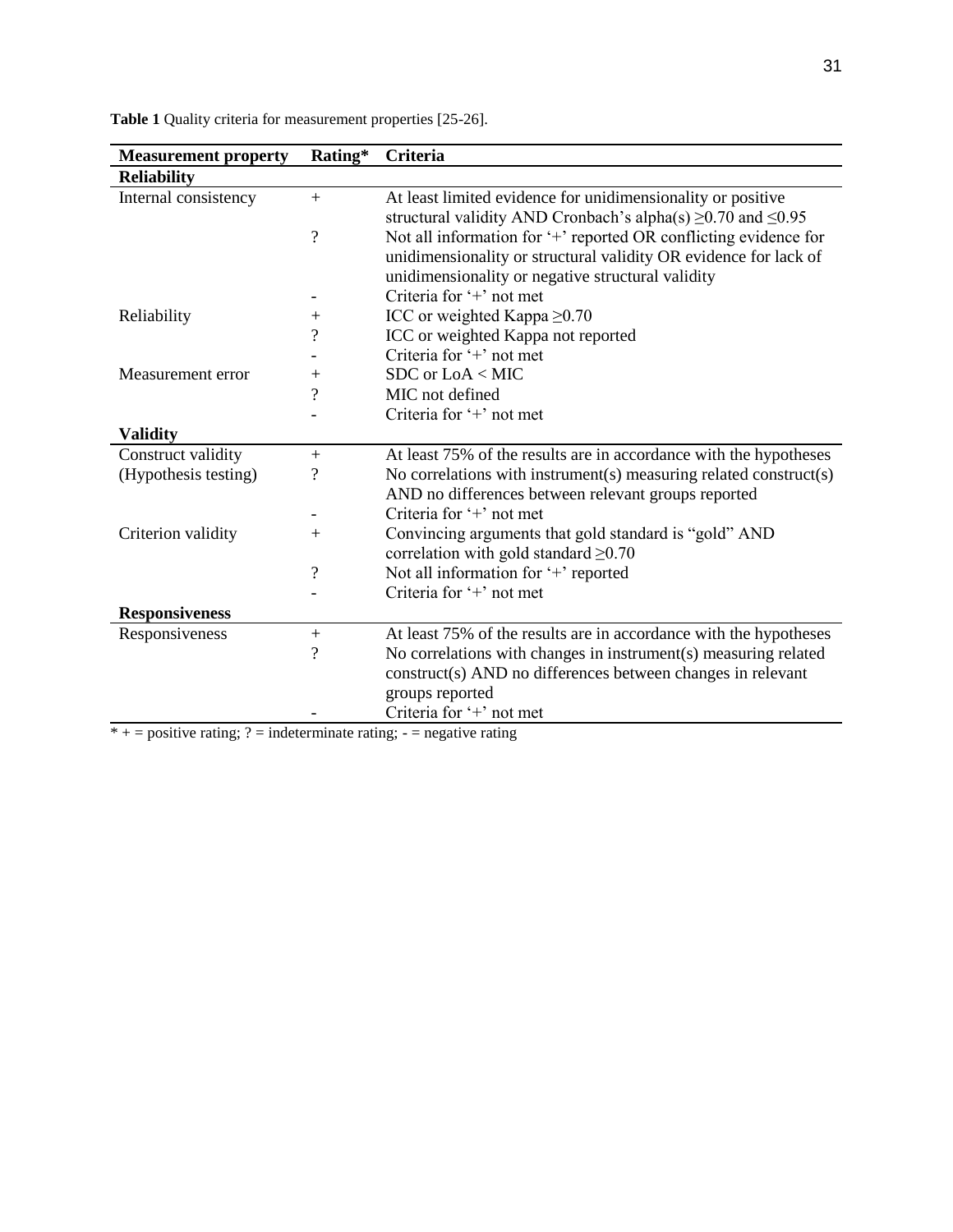**Table 1** Quality criteria for measurement properties [25-26].

| Measurement property | Rating* | Criteria |
|---|---|---|
| **Reliability** | | |
| Internal consistency | + | At least limited evidence for unidimensionality or positive structural validity AND Cronbach's alpha(s) ≥0.70 and ≤0.95 |
| | ? | Not all information for '+' reported OR conflicting evidence for unidimensionality or structural validity OR evidence for lack of unidimensionality or negative structural validity |
| | - | Criteria for '+' not met |
| Reliability | + | ICC or weighted Kappa ≥0.70 |
| | ? | ICC or weighted Kappa not reported |
| | - | Criteria for '+' not met |
| Measurement error | + | SDC or LoA < MIC |
| | ? | MIC not defined |
| | - | Criteria for '+' not met |
| **Validity** | | |
| Construct validity (Hypothesis testing) | + | At least 75% of the results are in accordance with the hypotheses |
| | ? | No correlations with instrument(s) measuring related construct(s) AND no differences between relevant groups reported |
| | - | Criteria for '+' not met |
| Criterion validity | + | Convincing arguments that gold standard is "gold" AND correlation with gold standard ≥0.70 |
| | ? | Not all information for '+' reported |
| | - | Criteria for '+' not met |
| **Responsiveness** | | |
| Responsiveness | + | At least 75% of the results are in accordance with the hypotheses |
| | ? | No correlations with changes in instrument(s) measuring related construct(s) AND no differences between changes in relevant groups reported |
| | - | Criteria for '+' not met |

* + = positive rating; ? = indeterminate rating; - = negative rating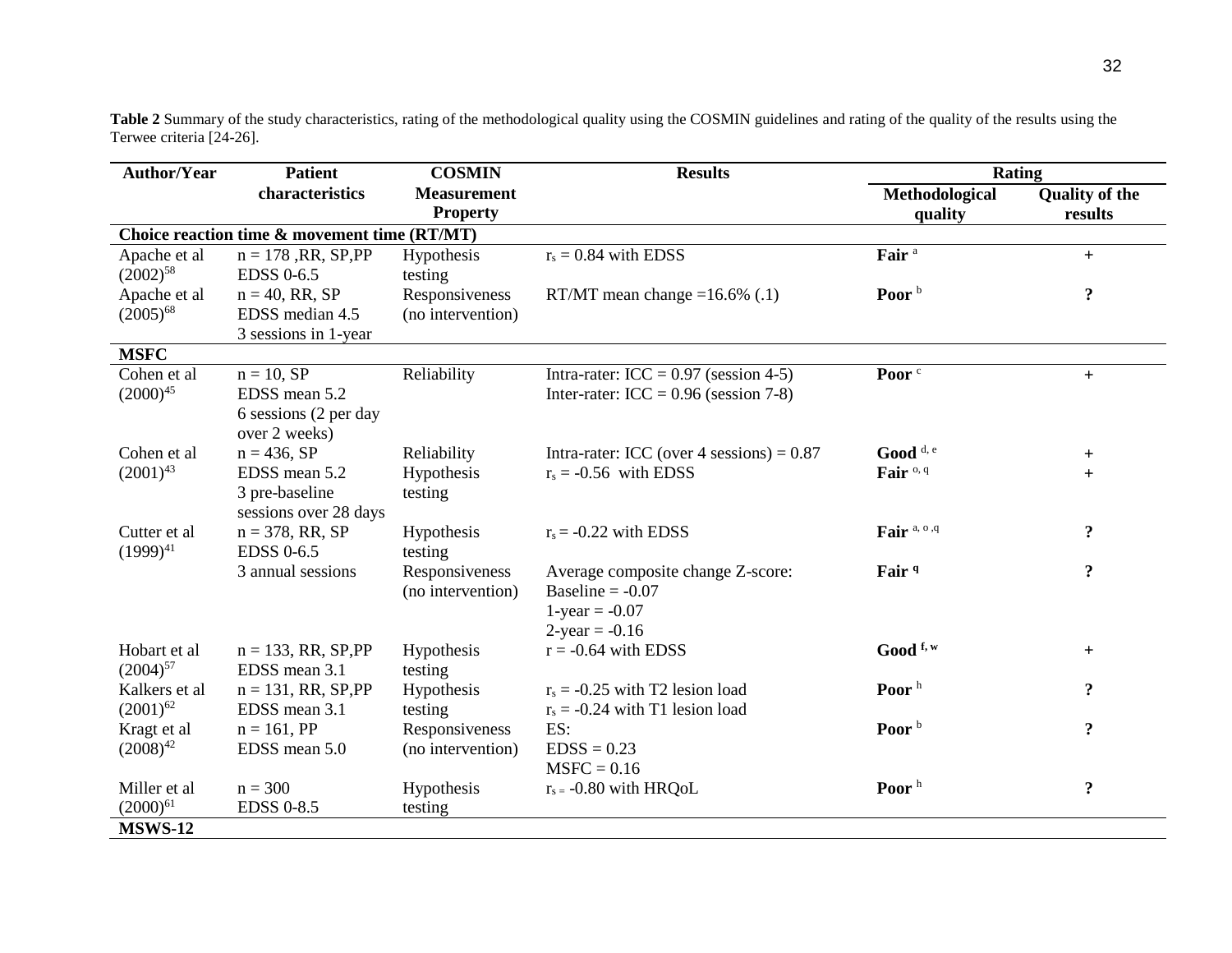**Table 2** Summary of the study characteristics, rating of the methodological quality using the COSMIN guidelines and rating of the quality of the results using the Terwee criteria [24-26].

| Author/Year | Patient characteristics | COSMIN Measurement Property | Results | Rating | |
|---|---|---|---|---|---|
| | | | | Methodological quality | Quality of the results |
| **Choice reaction time & movement time (RT/MT)** | | | | | |
| Apache et al (2002)[58] | n = 178 ,RR, SP,PP EDSS 0-6.5 | Hypothesis testing | $r_s$ = 0.84 with EDSS | **Fair** [a] | + |
| Apache et al (2005)[68] | n = 40, RR, SP EDSS median 4.5 3 sessions in 1-year | Responsiveness (no intervention) | RT/MT mean change =16.6% (.1) | **Poor** [b] | **?** |
| **MSFC** | | | | | |
| Cohen et al (2000)[45] | n = 10, SP EDSS mean 5.2 6 sessions (2 per day over 2 weeks) | Reliability | Intra-rater: ICC = 0.97 (session 4-5) Inter-rater: ICC = 0.96 (session 7-8) | **Poor** [c] | + |
| Cohen et al (2001)[43] | n = 436, SP EDSS mean 5.2 3 pre-baseline sessions over 28 days | Reliability | Intra-rater: ICC (over 4 sessions) = 0.87 | **Good** [d, e] | + |
| | | Hypothesis testing | $r_s$ = -0.56 with EDSS | **Fair** [o, q] | + |
| Cutter et al (1999)[41] | n = 378, RR, SP EDSS 0-6.5 3 annual sessions | Hypothesis testing | $r_s$ = -0.22 with EDSS | **Fair** [a, o ,q] | **?** |
| | | Responsiveness (no intervention) | Average composite change Z-score: Baseline = -0.07 1-year = -0.07 2-year = -0.16 | **Fair** [q] | **?** |
| Hobart et al (2004)[57] | n = 133, RR, SP,PP EDSS mean 3.1 | Hypothesis testing | r = -0.64 with EDSS | **Good** [f, w] | + |
| Kalkers et al (2001)[62] | n = 131, RR, SP,PP EDSS mean 3.1 | Hypothesis testing | $r_s$ = -0.25 with T2 lesion load $r_s$ = -0.24 with T1 lesion load | **Poor** [h] | **?** |
| Kragt et al (2008)[42] | n = 161, PP EDSS mean 5.0 | Responsiveness (no intervention) | ES: EDSS = 0.23 MSFC = 0.16 | **Poor** [b] | **?** |
| Miller et al (2000)[61] | n = 300 EDSS 0-8.5 | Hypothesis testing | $r_s$ = -0.80 with HRQoL | **Poor** [h] | **?** |
| **MSWS-12** | | | | | |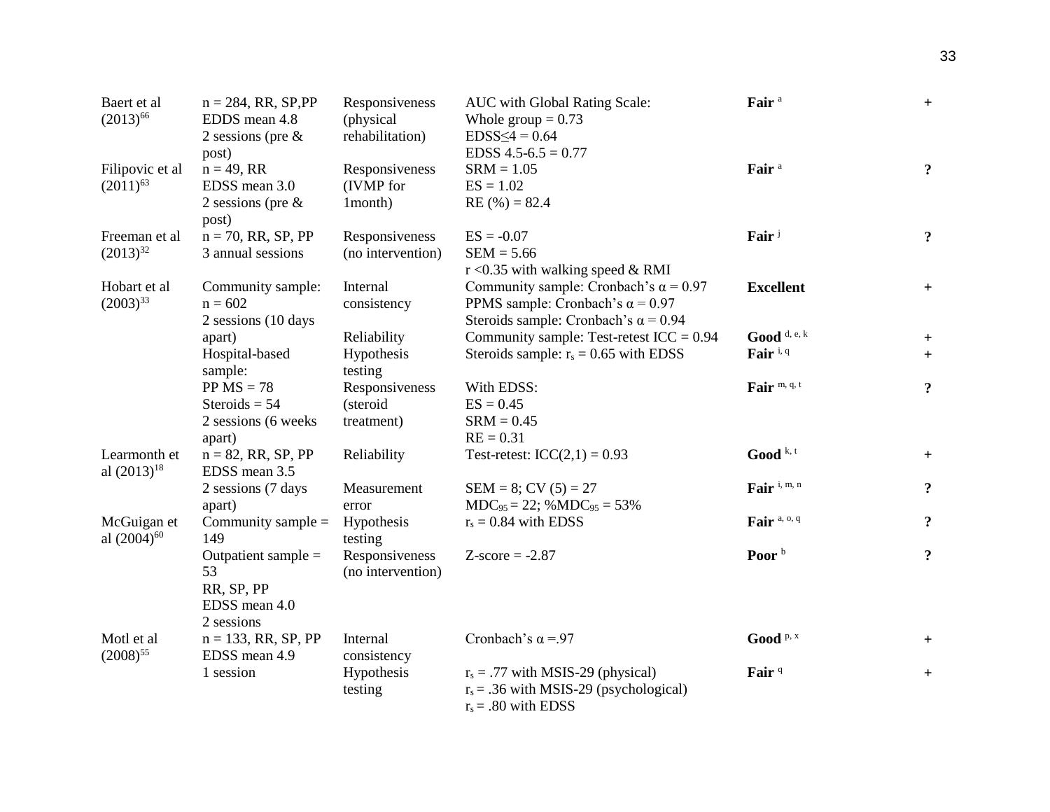| | | | | | |
|---|---|---|---|---|---|
| Baert et al (2013)[66] | n = 284, RR, SP,PP EDDS mean 4.8 2 sessions (pre & post) | Responsiveness (physical rehabilitation) | AUC with Global Rating Scale: Whole group = 0.73 EDSS≤4 = 0.64 EDSS 4.5-6.5 = 0.77 | **Fair** [a] | + |
| Filipovic et al (2011)[63] | n = 49, RR EDSS mean 3.0 2 sessions (pre & post) | Responsiveness (IVMP for 1month) | SRM = 1.05 ES = 1.02 RE (%) = 82.4 | **Fair** [a] | **?** |
| Freeman et al (2013)[32] | n = 70, RR, SP, PP 3 annual sessions | Responsiveness (no intervention) | ES = -0.07 SEM = 5.66 r <0.35 with walking speed & RMI | **Fair** [j] | **?** |
| Hobart et al (2003)[33] | Community sample: n = 602 2 sessions (10 days apart) Hospital-based sample: PP MS = 78 Steroids = 54 2 sessions (6 weeks apart) | Internal consistency | Community sample: Cronbach's $\alpha$ = 0.97 PPMS sample: Cronbach's $\alpha$ = 0.97 Steroids sample: Cronbach's $\alpha$ = 0.94 | **Excellent** | + |
| | | Reliability | Community sample: Test-retest ICC = 0.94 | **Good** [d, e, k] | + |
| | | Hypothesis testing | Steroids sample: $r_s$ = 0.65 with EDSS | **Fair** [i, q] | + |
| | | Responsiveness (steroid treatment) | With EDSS: ES = 0.45 SRM = 0.45 RE = 0.31 | **Fair** [m, q, t] | **?** |
| Learmonth et al (2013)[18] | n = 82, RR, SP, PP EDSS mean 3.5 2 sessions (7 days apart) | Reliability | Test-retest: ICC(2,1) = 0.93 | **Good** [k, t] | + |
| | | Measurement error | SEM = 8; CV (5) = 27 $MDC_{95}$ = 22; %$MDC_{95}$ = 53% | **Fair** [i, m, n] | **?** |
| McGuigan et al (2004)[60] | Community sample = 149 Outpatient sample = 53 RR, SP, PP EDSS mean 4.0 2 sessions | Hypothesis testing | $r_s$ = 0.84 with EDSS | **Fair** [a, o, q] | **?** |
| | | Responsiveness (no intervention) | Z-score = -2.87 | **Poor** [b] | **?** |
| Motl et al (2008)[55] | n = 133, RR, SP, PP EDSS mean 4.9 1 session | Internal consistency | Cronbach's $\alpha$ =.97 | **Good** [p, x] | + |
| | | Hypothesis testing | $r_s$ = .77 with MSIS-29 (physical) $r_s$ = .36 with MSIS-29 (psychological) $r_s$ = .80 with EDSS | **Fair** [q] | + |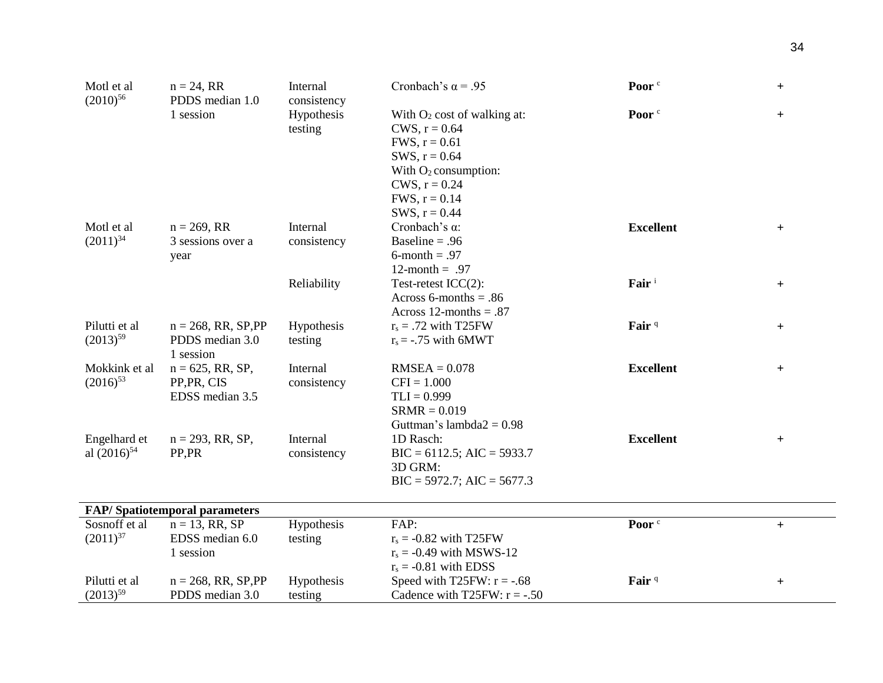| | | | | | |
|---|---|---|---|---|---|
| Motl et al (2010)[56] | n = 24, RR<br>PDDS median 1.0<br>1 session | Internal consistency | Cronbach's α = .95 | **Poor** [c] | + |
| | | Hypothesis testing | With $O_2$ cost of walking at:<br>CWS, r = 0.64<br>FWS, r = 0.61<br>SWS, r = 0.64<br>With $O_2$ consumption:<br>CWS, r = 0.24<br>FWS, r = 0.14<br>SWS, r = 0.44 | **Poor** [c] | + |
| Motl et al (2011)[34] | n = 269, RR<br>3 sessions over a year | Internal consistency | Cronbach's α:<br>Baseline = .96<br>6-month = .97<br>12-month = .97 | **Excellent** | + |
| | | Reliability | Test-retest ICC(2):<br>Across 6-months = .86<br>Across 12-months = .87 | **Fair** [i] | + |
| Pilutti et al (2013)[59] | n = 268, RR, SP,PP<br>PDDS median 3.0<br>1 session | Hypothesis testing | $r_s$ = .72 with T25FW<br>$r_s$ = -.75 with 6MWT | **Fair** [q] | + |
| Mokkink et al (2016)[53] | n = 625, RR, SP, PP,PR, CIS<br>EDSS median 3.5 | Internal consistency | RMSEA = 0.078<br>CFI = 1.000<br>TLI = 0.999<br>SRMR = 0.019<br>Guttman's lambda2 = 0.98 | **Excellent** | + |
| Engelhard et al (2016)[54] | n = 293, RR, SP, PP,PR | Internal consistency | 1D Rasch:<br>BIC = 6112.5; AIC = 5933.7<br>3D GRM:<br>BIC = 5972.7; AIC = 5677.3 | **Excellent** | + |
| **FAP/ Spatiotemporal parameters** | | | | | |
| Sosnoff et al (2011)[37] | n = 13, RR, SP<br>EDSS median 6.0<br>1 session | Hypothesis testing | FAP:<br>$r_s$ = -0.82 with T25FW<br>$r_s$ = -0.49 with MSWS-12<br>$r_s$ = -0.81 with EDSS | **Poor** [c] | + |
| Pilutti et al (2013)[59] | n = 268, RR, SP,PP<br>PDDS median 3.0 | Hypothesis testing | Speed with T25FW: r = -.68<br>Cadence with T25FW: r = -.50 | **Fair** [q] | + |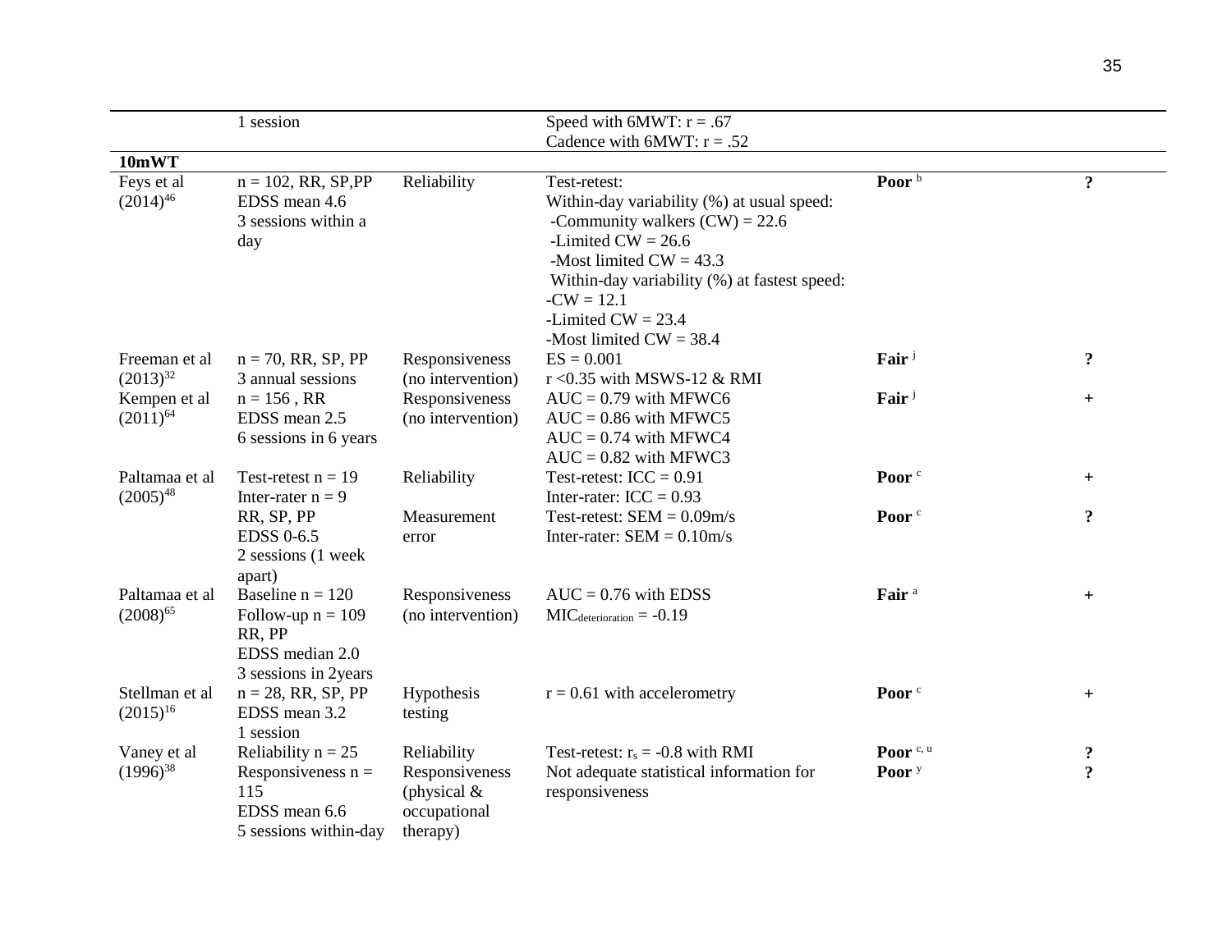| | | | | | |
|---|---|---|---|---|---|
| | 1 session | | Speed with 6MWT: r = .67<br>Cadence with 6MWT: r = .52 | | |
| **10mWT** | | | | | |
| Feys et al (2014)[46] | n = 102, RR, SP,PP<br>EDSS mean 4.6<br>3 sessions within a day | Reliability | Test-retest:<br>Within-day variability (%) at usual speed:<br>-Community walkers (CW) = 22.6<br>-Limited CW = 26.6<br>-Most limited CW = 43.3<br>Within-day variability (%) at fastest speed:<br>-CW = 12.1<br>-Limited CW = 23.4<br>-Most limited CW = 38.4 | **Poor** [b] | **?** |
| Freeman et al (2013)[32] | n = 70, RR, SP, PP<br>3 annual sessions | Responsiveness (no intervention) | ES = 0.001<br>r <0.35 with MSWS-12 & RMI | **Fair** [j] | **?** |
| Kempen et al (2011)[64] | n = 156 , RR<br>EDSS mean 2.5<br>6 sessions in 6 years | Responsiveness (no intervention) | AUC = 0.79 with MFWC6<br>AUC = 0.86 with MFWC5<br>AUC = 0.74 with MFWC4<br>AUC = 0.82 with MFWC3 | **Fair** [j] | + |
| Paltamaa et al (2005)[48] | Test-retest n = 19<br>Inter-rater n = 9<br>RR, SP, PP<br>EDSS 0-6.5<br>2 sessions (1 week apart) | Reliability<br><br>Measurement error | Test-retest: ICC = 0.91<br>Inter-rater: ICC = 0.93<br>Test-retest: SEM = 0.09m/s<br>Inter-rater: SEM = 0.10m/s | **Poor** [c]<br><br>**Poor** [c] | +<br><br>**?** |
| Paltamaa et al (2008)[65] | Baseline n = 120<br>Follow-up n = 109<br>RR, PP<br>EDSS median 2.0<br>3 sessions in 2years | Responsiveness (no intervention) | AUC = 0.76 with EDSS<br>$MIC_{deterioration}$ = -0.19 | **Fair** [a] | + |
| Stellman et al (2015)[16] | n = 28, RR, SP, PP<br>EDSS mean 3.2<br>1 session | Hypothesis testing | r = 0.61 with accelerometry | **Poor** [c] | + |
| Vaney et al (1996)[38] | Reliability n = 25<br>Responsiveness n = 115<br>EDSS mean 6.6<br>5 sessions within-day | Reliability<br>Responsiveness (physical & occupational therapy) | Test-retest: $r_s$ = -0.8 with RMI<br>Not adequate statistical information for responsiveness | **Poor** [c, u]<br>**Poor** [y] | **?**<br>**?** |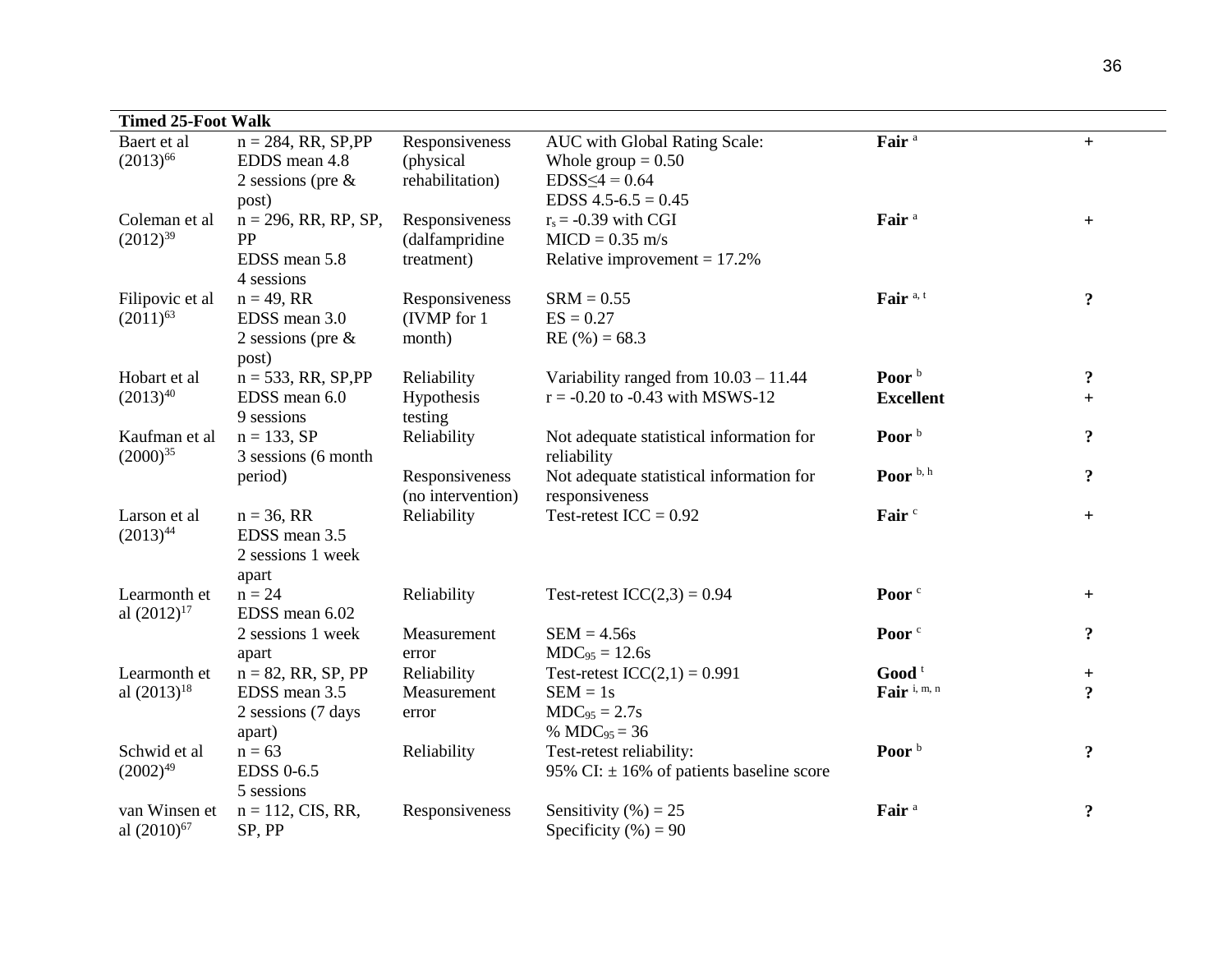| **Timed 25-Foot Walk** | | | | | |
|---|---|---|---|---|---|
| Baert et al (2013)[66] | n = 284, RR, SP,PP<br>EDDS mean 4.8<br>2 sessions (pre & post) | Responsiveness (physical rehabilitation) | AUC with Global Rating Scale:<br>Whole group = 0.50<br>EDSS≤4 = 0.64<br>EDSS 4.5-6.5 = 0.45 | **Fair** [a] | + |
| Coleman et al (2012)[39] | n = 296, RR, RP, SP, PP<br>EDSS mean 5.8<br>4 sessions | Responsiveness (dalfampridine treatment) | $r_s$ = -0.39 with CGI<br>MICD = 0.35 m/s<br>Relative improvement = 17.2% | **Fair** [a] | + |
| Filipovic et al (2011)[63] | n = 49, RR<br>EDSS mean 3.0<br>2 sessions (pre & post) | Responsiveness (IVMP for 1 month) | SRM = 0.55<br>ES = 0.27<br>RE (%) = 68.3 | **Fair** [a, t] | **?** |
| Hobart et al (2013)[40] | n = 533, RR, SP,PP<br>EDSS mean 6.0<br>9 sessions | Reliability<br>Hypothesis testing | Variability ranged from 10.03 – 11.44<br>r = -0.20 to -0.43 with MSWS-12 | **Poor** [b]<br>**Excellent** | **?**<br>+ |
| Kaufman et al (2000)[35] | n = 133, SP<br>3 sessions (6 month period) | Reliability | Not adequate statistical information for reliability | **Poor** [b] | **?** |
| | | Responsiveness (no intervention) | Not adequate statistical information for responsiveness | **Poor** [b, h] | **?** |
| Larson et al (2013)[44] | n = 36, RR<br>EDSS mean 3.5<br>2 sessions 1 week apart | Reliability | Test-retest ICC = 0.92 | **Fair** [c] | + |
| Learmonth et al (2012)[17] | n = 24<br>EDSS mean 6.02 | Reliability | Test-retest ICC(2,3) = 0.94 | **Poor** [c] | + |
| | 2 sessions 1 week apart | Measurement error | SEM = 4.56s<br>$MDC_{95}$ = 12.6s | **Poor** [c] | **?** |
| Learmonth et al (2013)[18] | n = 82, RR, SP, PP<br>EDSS mean 3.5<br>2 sessions (7 days apart) | Reliability<br>Measurement error | Test-retest ICC(2,1) = 0.991<br>SEM = 1s<br>$MDC_{95}$ = 2.7s<br>% $MDC_{95}$ = 36 | **Good** [t]<br>**Fair** [i, m, n] | +<br>**?** |
| Schwid et al (2002)[49] | n = 63<br>EDSS 0-6.5<br>5 sessions | Reliability | Test-retest reliability:<br>95% CI: ± 16% of patients baseline score | **Poor** [b] | **?** |
| van Winsen et al (2010)[67] | n = 112, CIS, RR, SP, PP | Responsiveness | Sensitivity (%) = 25<br>Specificity (%) = 90 | **Fair** [a] | **?** |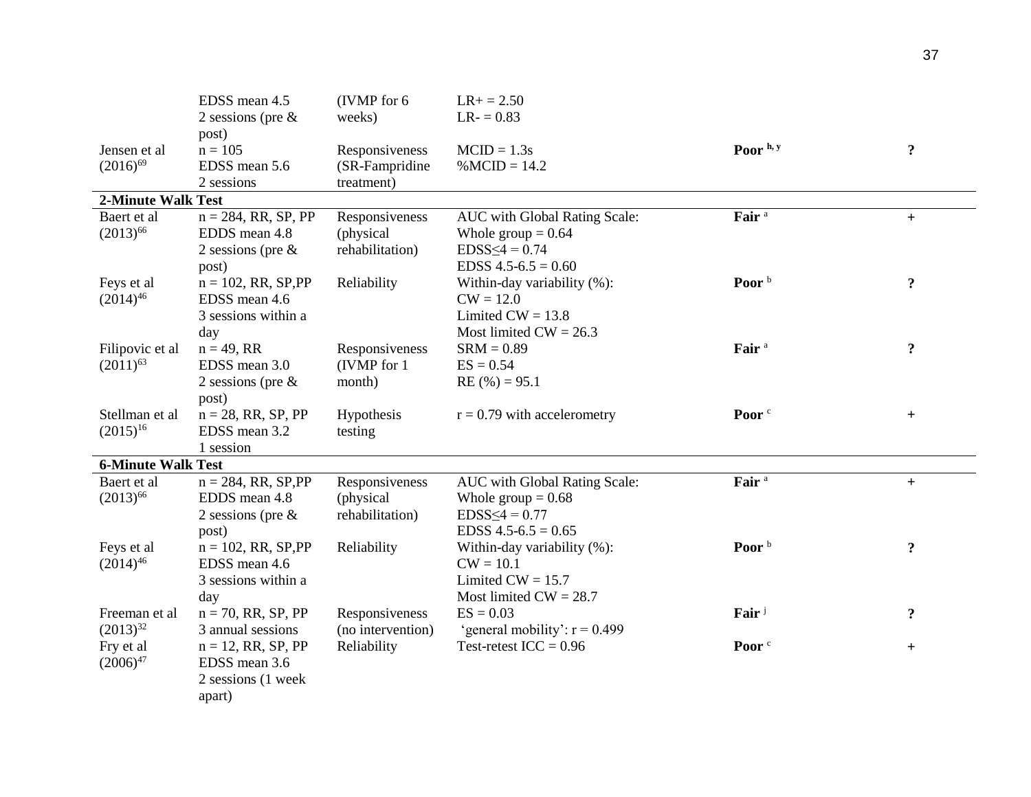| | | | | | |
|---|---|---|---|---|---|
| | EDSS mean 4.5<br>2 sessions (pre & post) | (IVMP for 6 weeks) | LR+ = 2.50<br>LR- = 0.83 | | |
| Jensen et al (2016)[69] | n = 105<br>EDSS mean 5.6<br>2 sessions | Responsiveness (SR-Fampridine treatment) | MCID = 1.3s<br>%MCID = 14.2 | **Poor** [h, y] | **?** |
| **2-Minute Walk Test** | | | | | |
| Baert et al (2013)[66] | n = 284, RR, SP, PP<br>EDDS mean 4.8<br>2 sessions (pre & post) | Responsiveness (physical rehabilitation) | AUC with Global Rating Scale:<br>Whole group = 0.64<br>EDSS≤4 = 0.74<br>EDSS 4.5-6.5 = 0.60 | **Fair** [a] | + |
| Feys et al (2014)[46] | n = 102, RR, SP,PP<br>EDSS mean 4.6<br>3 sessions within a day | Reliability | Within-day variability (%):<br>CW = 12.0<br>Limited CW = 13.8<br>Most limited CW = 26.3 | **Poor** [b] | **?** |
| Filipovic et al (2011)[63] | n = 49, RR<br>EDSS mean 3.0<br>2 sessions (pre & post) | Responsiveness (IVMP for 1 month) | SRM = 0.89<br>ES = 0.54<br>RE (%) = 95.1 | **Fair** [a] | **?** |
| Stellman et al (2015)[16] | n = 28, RR, SP, PP<br>EDSS mean 3.2<br>1 session | Hypothesis testing | r = 0.79 with accelerometry | **Poor** [c] | + |
| **6-Minute Walk Test** | | | | | |
| Baert et al (2013)[66] | n = 284, RR, SP,PP<br>EDDS mean 4.8<br>2 sessions (pre & post) | Responsiveness (physical rehabilitation) | AUC with Global Rating Scale:<br>Whole group = 0.68<br>EDSS≤4 = 0.77<br>EDSS 4.5-6.5 = 0.65 | **Fair** [a] | + |
| Feys et al (2014)[46] | n = 102, RR, SP,PP<br>EDSS mean 4.6<br>3 sessions within a day | Reliability | Within-day variability (%):<br>CW = 10.1<br>Limited CW = 15.7<br>Most limited CW = 28.7 | **Poor** [b] | **?** |
| Freeman et al (2013)[32] | n = 70, RR, SP, PP<br>3 annual sessions | Responsiveness (no intervention) | ES = 0.03<br>'general mobility': r = 0.499 | **Fair** [j] | **?** |
| Fry et al (2006)[47] | n = 12, RR, SP, PP<br>EDSS mean 3.6<br>2 sessions (1 week apart) | Reliability | Test-retest ICC = 0.96 | **Poor** [c] | + |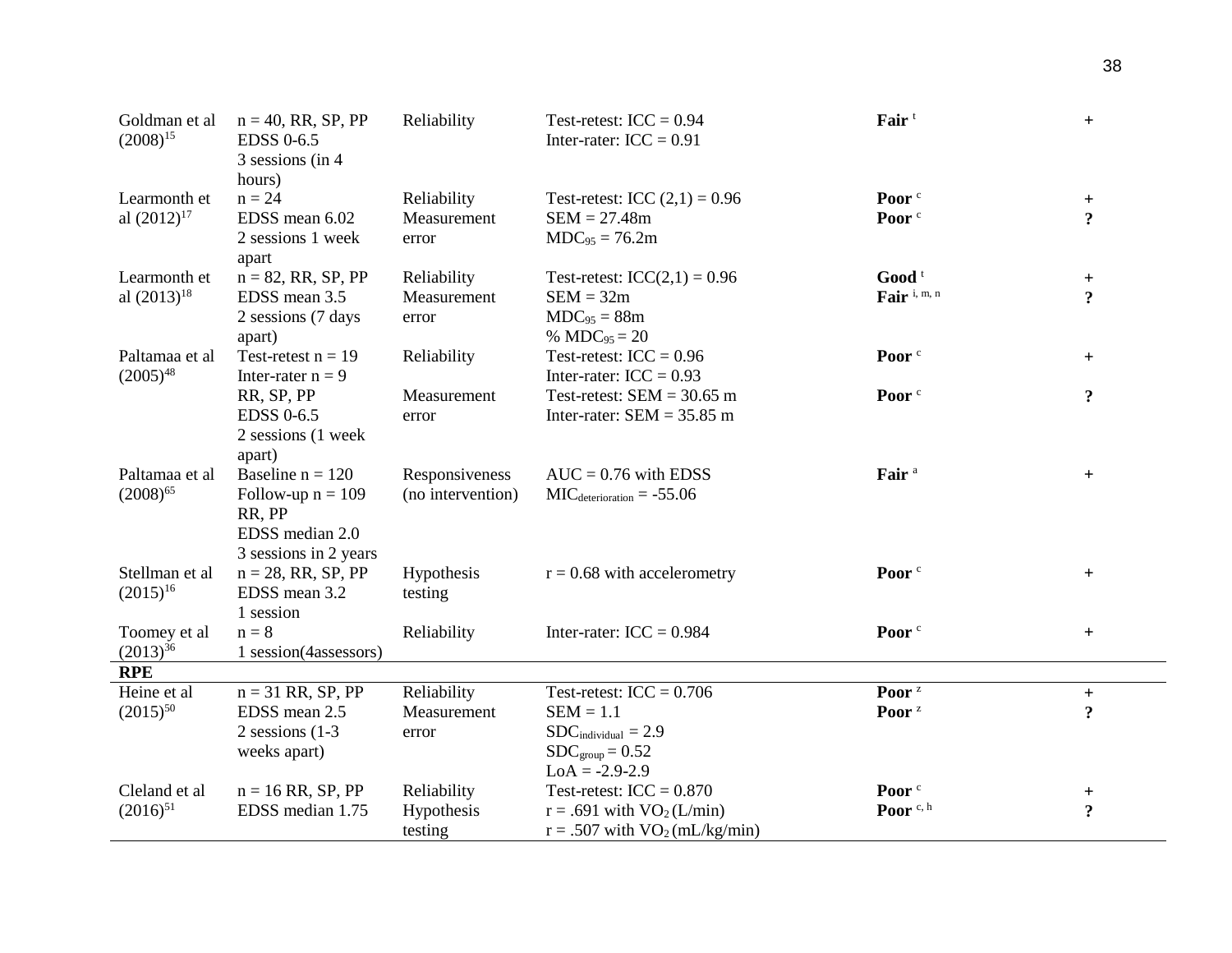| | | | | | |
|---|---|---|---|---|---|
| Goldman et al (2008)[15] | n = 40, RR, SP, PP<br>EDSS 0-6.5<br>3 sessions (in 4 hours) | Reliability | Test-retest: ICC = 0.94<br>Inter-rater: ICC = 0.91 | **Fair** [t] | + |
| Learmonth et al (2012)[17] | n = 24<br>EDSS mean 6.02<br>2 sessions 1 week apart | Reliability<br>Measurement error | Test-retest: ICC (2,1) = 0.96<br>SEM = 27.48m<br>$MDC_{95}$ = 76.2m | **Poor** [c]<br>**Poor** [c] | +<br>**?** |
| Learmonth et al (2013)[18] | n = 82, RR, SP, PP<br>EDSS mean 3.5<br>2 sessions (7 days apart) | Reliability<br>Measurement error | Test-retest: ICC(2,1) = 0.96<br>SEM = 32m<br>$MDC_{95}$ = 88m<br>% $MDC_{95}$ = 20 | **Good** [t]<br>**Fair** [i, m, n] | +<br>**?** |
| Paltamaa et al (2005)[48] | Test-retest n = 19<br>Inter-rater n = 9<br>RR, SP, PP<br>EDSS 0-6.5<br>2 sessions (1 week apart) | Reliability<br><br>Measurement error | Test-retest: ICC = 0.96<br>Inter-rater: ICC = 0.93<br>Test-retest: SEM = 30.65 m<br>Inter-rater: SEM = 35.85 m | **Poor** [c]<br><br>**Poor** [c] | +<br><br>**?** |
| Paltamaa et al (2008)[65] | Baseline n = 120<br>Follow-up n = 109<br>RR, PP<br>EDSS median 2.0<br>3 sessions in 2 years | Responsiveness (no intervention) | AUC = 0.76 with EDSS<br>$MIC_{deterioration}$ = -55.06 | **Fair** [a] | + |
| Stellman et al (2015)[16] | n = 28, RR, SP, PP<br>EDSS mean 3.2<br>1 session | Hypothesis testing | r = 0.68 with accelerometry | **Poor** [c] | + |
| Toomey et al (2013)[36] | n = 8<br>1 session(4assessors) | Reliability | Inter-rater: ICC = 0.984 | **Poor** [c] | + |
| **RPE** | | | | | |
| Heine et al (2015)[50] | n = 31 RR, SP, PP<br>EDSS mean 2.5<br>2 sessions (1-3 weeks apart) | Reliability<br>Measurement error | Test-retest: ICC = 0.706<br>SEM = 1.1<br>$SDC_{individual}$ = 2.9<br>$SDC_{group}$ = 0.52<br>LoA = -2.9-2.9 | **Poor** [z]<br>**Poor** [z] | +<br>**?** |
| Cleland et al (2016)[51] | n = 16 RR, SP, PP<br>EDSS median 1.75 | Reliability<br>Hypothesis testing | Test-retest: ICC = 0.870<br>r = .691 with $VO_2$ (L/min)<br>r = .507 with $VO_2$ (mL/kg/min) | **Poor** [c]<br>**Poor** [c, h] | +<br>**?** |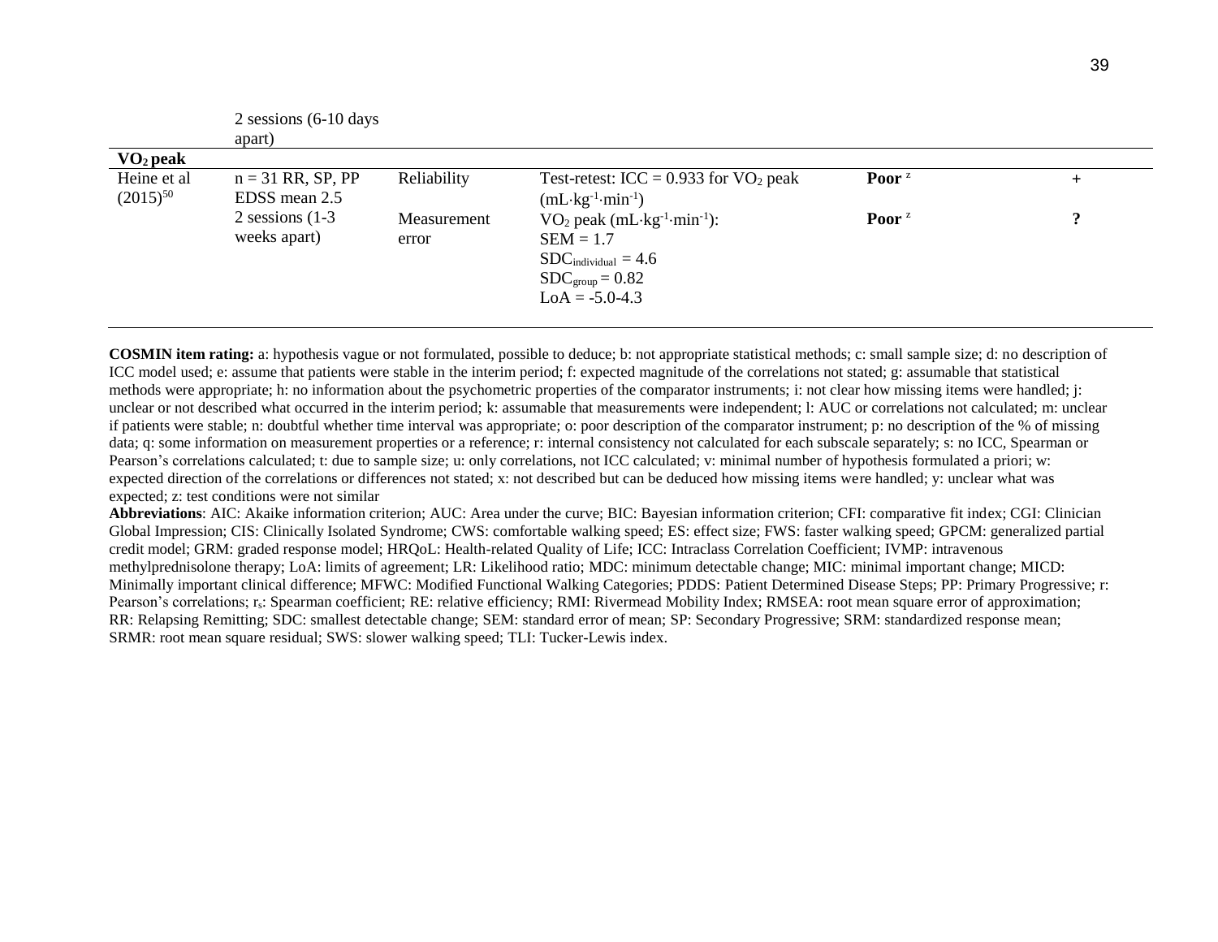| | | | | | |
|---|---|---|---|---|---|
| | 2 sessions (6-10 days apart) | | | | |
| **$VO_2$ peak** | | | | | |
| Heine et al (2015)[50] | n = 31 RR, SP, PP<br>EDSS mean 2.5<br>2 sessions (1-3 weeks apart) | Reliability | Test-retest: ICC = 0.933 for $VO_2$ peak ($mL \cdot kg^{-1} \cdot min^{-1}$) | **Poor** [z] | + |
| | | Measurement error | $VO_2$ peak ($mL \cdot kg^{-1} \cdot min^{-1}$):<br>SEM = 1.7<br>$SDC_{individual}$ = 4.6<br>$SDC_{group}$ = 0.82<br>LoA = -5.0-4.3 | **Poor** [z] | **?** |

**COSMIN item rating:** a: hypothesis vague or not formulated, possible to deduce; b: not appropriate statistical methods; c: small sample size; d: no description of ICC model used; e: assume that patients were stable in the interim period; f: expected magnitude of the correlations not stated; g: assumable that statistical methods were appropriate; h: no information about the psychometric properties of the comparator instruments; i: not clear how missing items were handled; j: unclear or not described what occurred in the interim period; k: assumable that measurements were independent; l: AUC or correlations not calculated; m: unclear if patients were stable; n: doubtful whether time interval was appropriate; o: poor description of the comparator instrument; p: no description of the % of missing data; q: some information on measurement properties or a reference; r: internal consistency not calculated for each subscale separately; s: no ICC, Spearman or Pearson's correlations calculated; t: due to sample size; u: only correlations, not ICC calculated; v: minimal number of hypothesis formulated a priori; w: expected direction of the correlations or differences not stated; x: not described but can be deduced how missing items were handled; y: unclear what was expected; z: test conditions were not similar

**Abbreviations**: AIC: Akaike information criterion; AUC: Area under the curve; BIC: Bayesian information criterion; CFI: comparative fit index; CGI: Clinician Global Impression; CIS: Clinically Isolated Syndrome; CWS: comfortable walking speed; ES: effect size; FWS: faster walking speed; GPCM: generalized partial credit model; GRM: graded response model; HRQoL: Health-related Quality of Life; ICC: Intraclass Correlation Coefficient; IVMP: intravenous methylprednisolone therapy; LoA: limits of agreement; LR: Likelihood ratio; MDC: minimum detectable change; MIC: minimal important change; MICD: Minimally important clinical difference; MFWC: Modified Functional Walking Categories; PDDS: Patient Determined Disease Steps; PP: Primary Progressive; r: Pearson's correlations; $r_s$: Spearman coefficient; RE: relative efficiency; RMI: Rivermead Mobility Index; RMSEA: root mean square error of approximation; RR: Relapsing Remitting; SDC: smallest detectable change; SEM: standard error of mean; SP: Secondary Progressive; SRM: standardized response mean; SRMR: root mean square residual; SWS: slower walking speed; TLI: Tucker-Lewis index.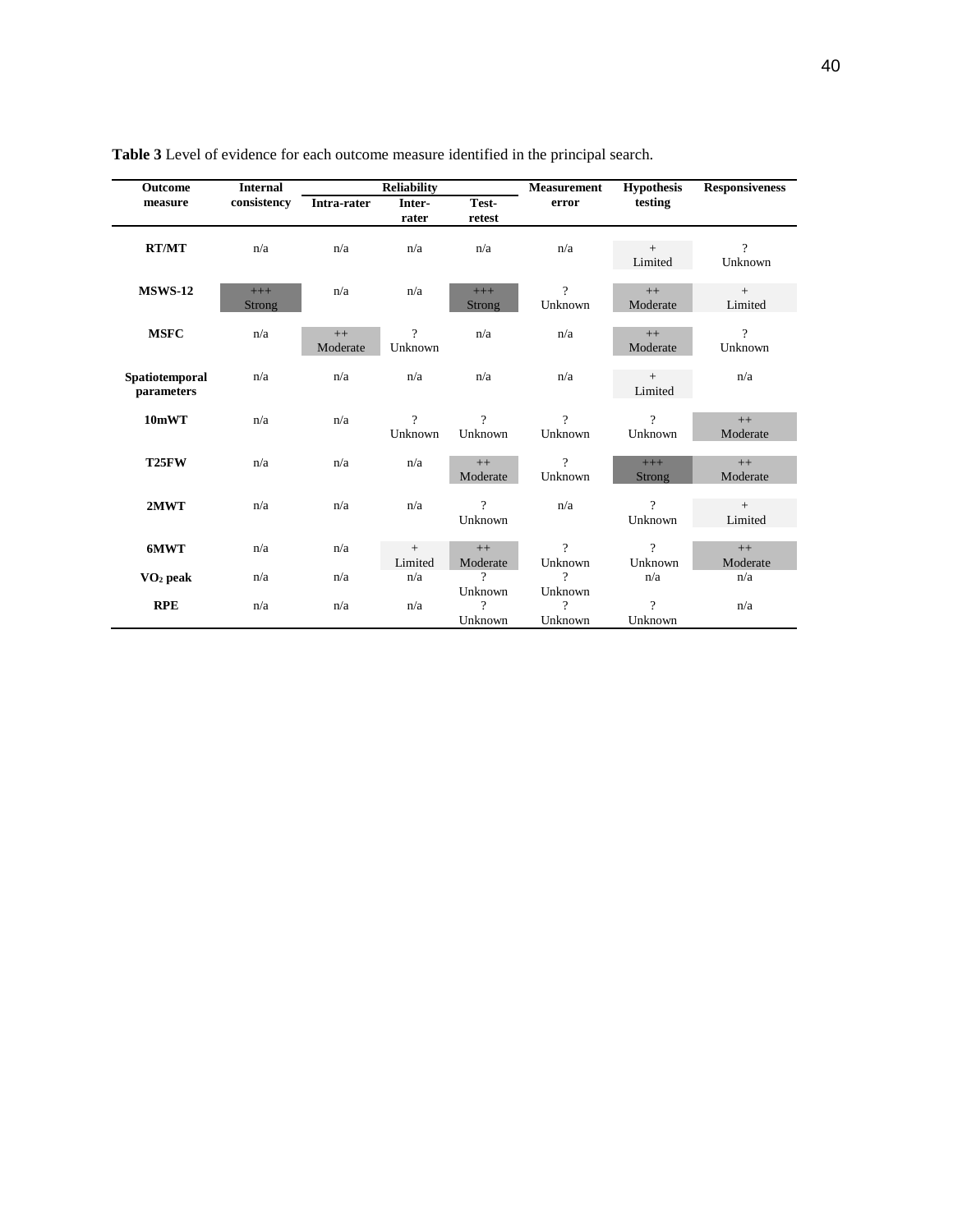**Table 3** Level of evidence for each outcome measure identified in the principal search.

| Outcome measure | Internal consistency | Reliability | | | Measurement error | Hypothesis testing | Responsiveness |
|---|---|---|---|---|---|---|---|
| | | Intra-rater | Inter-rater | Test-retest | | | |
| **RT/MT** | n/a | n/a | n/a | n/a | n/a | + Limited | ? Unknown |
| **MSWS-12** | +++ Strong | n/a | n/a | +++ Strong | ? Unknown | ++ Moderate | + Limited |
| **MSFC** | n/a | ++ Moderate | ? Unknown | n/a | n/a | ++ Moderate | ? Unknown |
| **Spatiotemporal parameters** | n/a | n/a | n/a | n/a | n/a | + Limited | n/a |
| **10mWT** | n/a | n/a | ? Unknown | ? Unknown | ? Unknown | ? Unknown | ++ Moderate |
| **T25FW** | n/a | n/a | n/a | ++ Moderate | ? Unknown | +++ Strong | ++ Moderate |
| **2MWT** | n/a | n/a | n/a | ? Unknown | n/a | ? Unknown | + Limited |
| **6MWT** | n/a | n/a | + Limited | ++ Moderate | ? Unknown | ? Unknown | ++ Moderate |
| **$VO_2$ peak** | n/a | n/a | n/a | ? Unknown | ? Unknown | n/a | n/a |
| **RPE** | n/a | n/a | n/a | ? Unknown | ? Unknown | ? Unknown | n/a |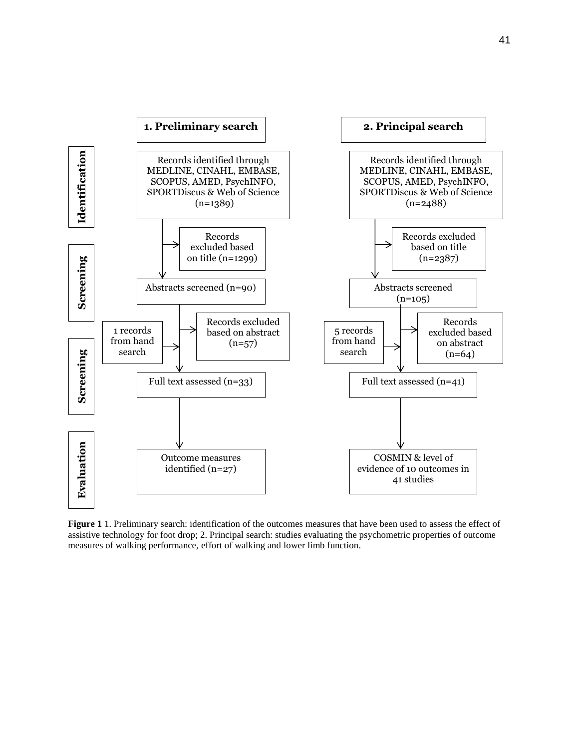**1. Preliminary search**

| Stage | Step |
|---|---|
| Identification | Records identified through MEDLINE, CINAHL, EMBASE, SCOPUS, AMED, PsychINFO, SPORTDiscus & Web of Science (n=1389) |
| Screening | Records excluded based on title (n=1299) |
| Screening | Abstracts screened (n=90) |
| Screening | Records excluded based on abstract (n=57) |
| Screening | 1 records from hand search |
| Screening | Full text assessed (n=33) |
| Evaluation | Outcome measures identified (n=27) |

**2. Principal search**

| Stage | Step |
|---|---|
| Identification | Records identified through MEDLINE, CINAHL, EMBASE, SCOPUS, AMED, PsychINFO, SPORTDiscus & Web of Science (n=2488) |
| Screening | Records excluded based on title (n=2387) |
| Screening | Abstracts screened (n=105) |
| Screening | Records excluded based on abstract (n=64) |
| Screening | 5 records from hand search |
| Screening | Full text assessed (n=41) |
| Evaluation | COSMIN & level of evidence of 10 outcomes in 41 studies |

**Figure 1** 1. Preliminary search: identification of the outcomes measures that have been used to assess the effect of assistive technology for foot drop; 2. Principal search: studies evaluating the psychometric properties of outcome measures of walking performance, effort of walking and lower limb function.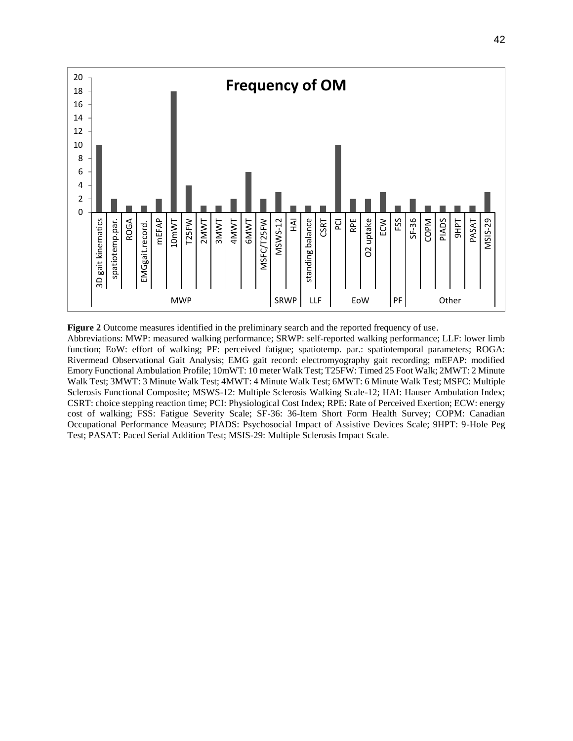Frequency of OM

20
18
16
14
12
10
8
6
4
2
0

3D gait kinematics, spatiotemp.par., ROGA, EMGgait.record., mEFAP, 10mWT, T25FW, 2MWT, 3MWT, 4MWT, 6MWT, MSFC/T25FW, MSWS-12, HAI, standing balance, CSRT, PCI, RPE, O2 uptake, ECW, FSS, SF-36, COPM, PIADS, 9HPT, PASAT, MSIS-29

MWP, SRWP, LLF, EoW, PF, Other

**Figure 2** Outcome measures identified in the preliminary search and the reported frequency of use.

Abbreviations: MWP: measured walking performance; SRWP: self-reported walking performance; LLF: lower limb function; EoW: effort of walking; PF: perceived fatigue; spatiotemp. par.: spatiotemporal parameters; ROGA: Rivermead Observational Gait Analysis; EMG gait record: electromyography gait recording; mEFAP: modified Emory Functional Ambulation Profile; 10mWT: 10 meter Walk Test; T25FW: Timed 25 Foot Walk; 2MWT: 2 Minute Walk Test; 3MWT: 3 Minute Walk Test; 4MWT: 4 Minute Walk Test; 6MWT: 6 Minute Walk Test; MSFC: Multiple Sclerosis Functional Composite; MSWS-12: Multiple Sclerosis Walking Scale-12; HAI: Hauser Ambulation Index; CSRT: choice stepping reaction time; PCI: Physiological Cost Index; RPE: Rate of Perceived Exertion; ECW: energy cost of walking; FSS: Fatigue Severity Scale; SF-36: 36-Item Short Form Health Survey; COPM: Canadian Occupational Performance Measure; PIADS: Psychosocial Impact of Assistive Devices Scale; 9HPT: 9-Hole Peg Test; PASAT: Paced Serial Addition Test; MSIS-29: Multiple Sclerosis Impact Scale.